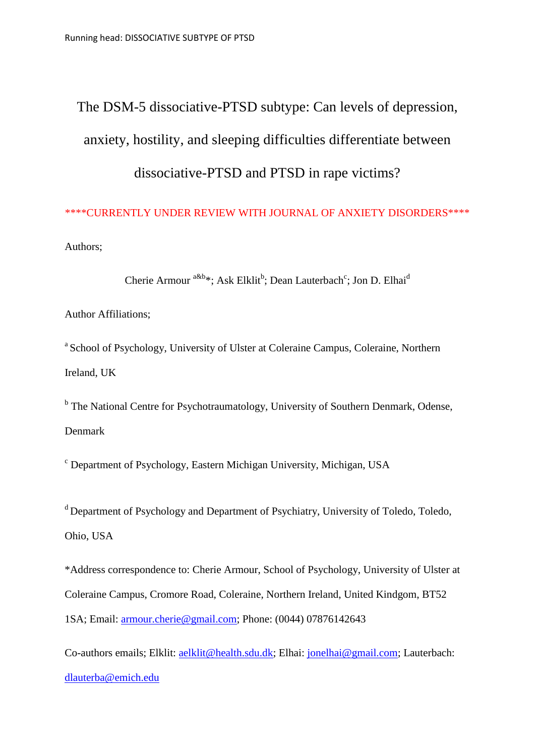# The DSM-5 dissociative-PTSD subtype: Can levels of depression, anxiety, hostility, and sleeping difficulties differentiate between dissociative-PTSD and PTSD in rape victims?

\*\*\*\*CURRENTLY UNDER REVIEW WITH JOURNAL OF ANXIETY DISORDERS\*\*\*\*

Authors;

Cherie Armour [a&b]*; Ask Elklit[b]; Dean Lauterbach[c]; Jon D. Elhai[d]

Author Affiliations;

[a] School of Psychology, University of Ulster at Coleraine Campus, Coleraine, Northern Ireland, UK

[b] The National Centre for Psychotraumatology, University of Southern Denmark, Odense, Denmark

[c] Department of Psychology, Eastern Michigan University, Michigan, USA

[d] Department of Psychology and Department of Psychiatry, University of Toledo, Toledo, Ohio, USA

*Address correspondence to: Cherie Armour, School of Psychology, University of Ulster at Coleraine Campus, Cromore Road, Coleraine, Northern Ireland, United Kindgom, BT52 1SA; Email: armour.cherie@gmail.com; Phone: (0044) 07876142643

Co-authors emails; Elklit: aelklit@health.sdu.dk; Elhai: jonelhai@gmail.com; Lauterbach: dlauterba@emich.edu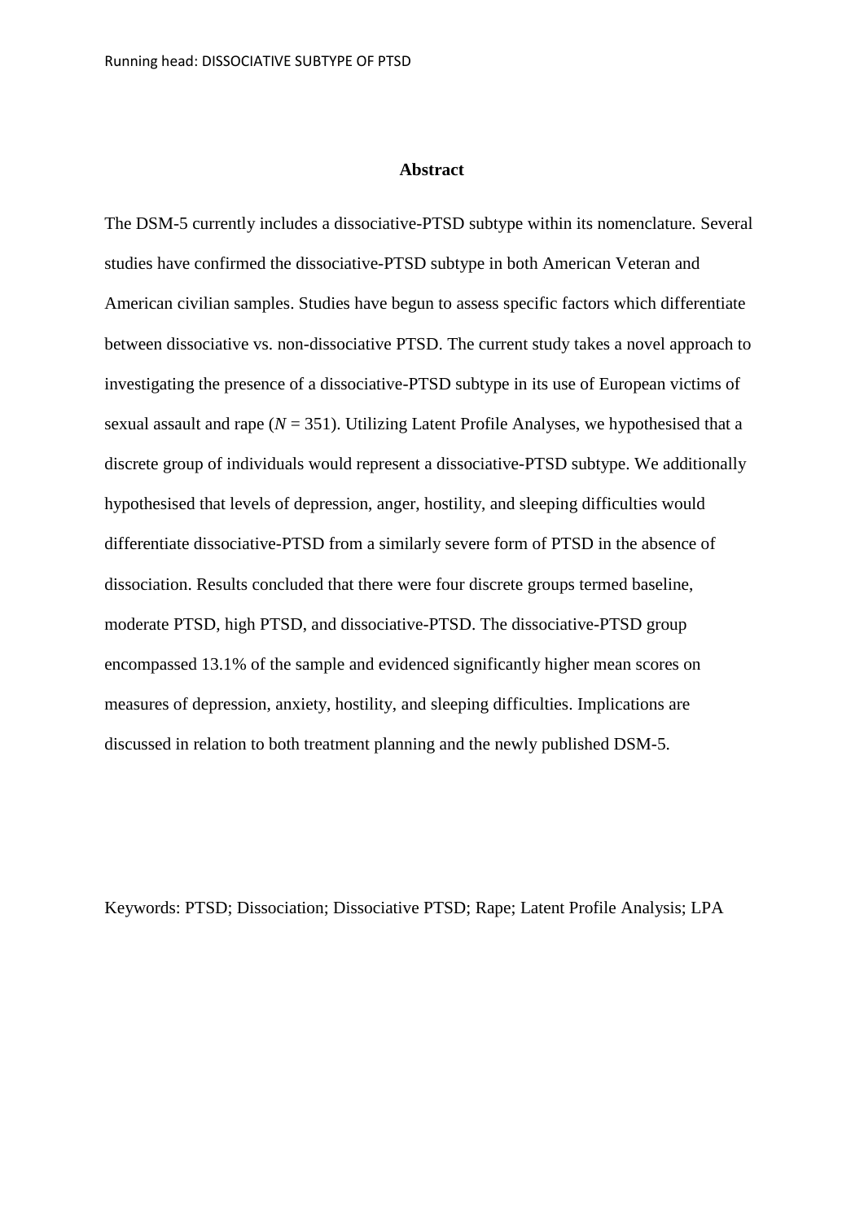## Abstract

The DSM-5 currently includes a dissociative-PTSD subtype within its nomenclature. Several studies have confirmed the dissociative-PTSD subtype in both American Veteran and American civilian samples. Studies have begun to assess specific factors which differentiate between dissociative vs. non-dissociative PTSD. The current study takes a novel approach to investigating the presence of a dissociative-PTSD subtype in its use of European victims of sexual assault and rape ($N$ = 351). Utilizing Latent Profile Analyses, we hypothesised that a discrete group of individuals would represent a dissociative-PTSD subtype. We additionally hypothesised that levels of depression, anger, hostility, and sleeping difficulties would differentiate dissociative-PTSD from a similarly severe form of PTSD in the absence of dissociation. Results concluded that there were four discrete groups termed baseline, moderate PTSD, high PTSD, and dissociative-PTSD. The dissociative-PTSD group encompassed 13.1% of the sample and evidenced significantly higher mean scores on measures of depression, anxiety, hostility, and sleeping difficulties. Implications are discussed in relation to both treatment planning and the newly published DSM-5.

Keywords: PTSD; Dissociation; Dissociative PTSD; Rape; Latent Profile Analysis; LPA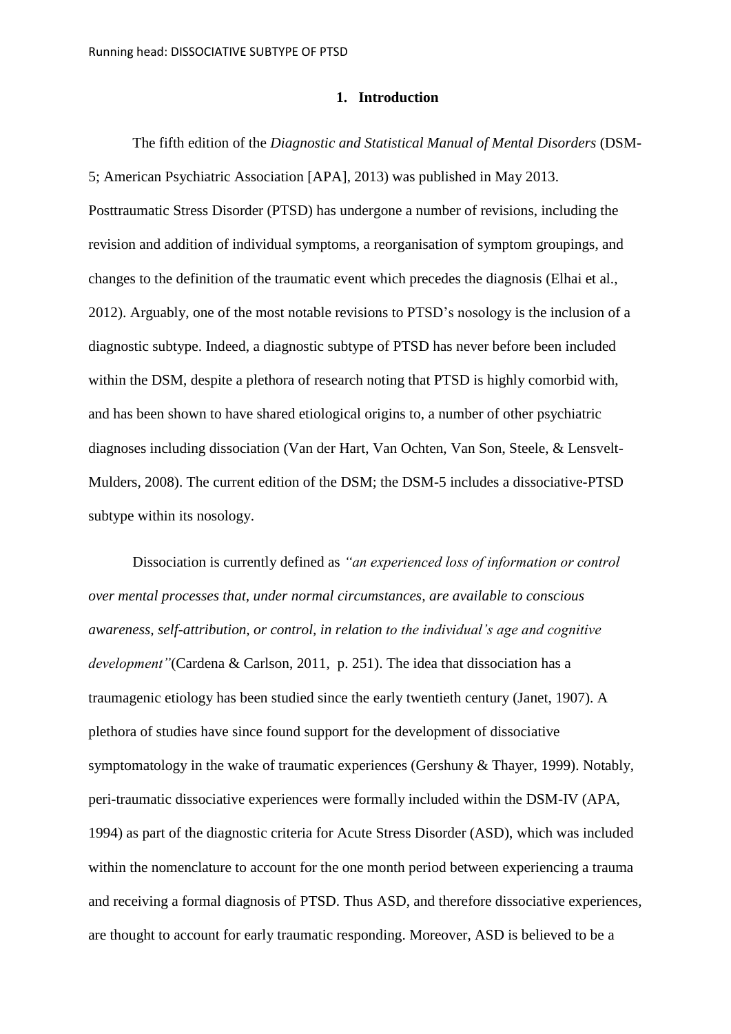# 1. Introduction

The fifth edition of the *Diagnostic and Statistical Manual of Mental Disorders* (DSM-5; American Psychiatric Association [APA], 2013) was published in May 2013. Posttraumatic Stress Disorder (PTSD) has undergone a number of revisions, including the revision and addition of individual symptoms, a reorganisation of symptom groupings, and changes to the definition of the traumatic event which precedes the diagnosis (Elhai et al., 2012). Arguably, one of the most notable revisions to PTSD's nosology is the inclusion of a diagnostic subtype. Indeed, a diagnostic subtype of PTSD has never before been included within the DSM, despite a plethora of research noting that PTSD is highly comorbid with, and has been shown to have shared etiological origins to, a number of other psychiatric diagnoses including dissociation (Van der Hart, Van Ochten, Van Son, Steele, & Lensvelt-Mulders, 2008). The current edition of the DSM; the DSM-5 includes a dissociative-PTSD subtype within its nosology.

Dissociation is currently defined as *"an experienced loss of information or control over mental processes that, under normal circumstances, are available to conscious awareness, self-attribution, or control, in relation to the individual's age and cognitive development"*(Cardena & Carlson, 2011, p. 251). The idea that dissociation has a traumagenic etiology has been studied since the early twentieth century (Janet, 1907). A plethora of studies have since found support for the development of dissociative symptomatology in the wake of traumatic experiences (Gershuny & Thayer, 1999). Notably, peri-traumatic dissociative experiences were formally included within the DSM-IV (APA, 1994) as part of the diagnostic criteria for Acute Stress Disorder (ASD), which was included within the nomenclature to account for the one month period between experiencing a trauma and receiving a formal diagnosis of PTSD. Thus ASD, and therefore dissociative experiences, are thought to account for early traumatic responding. Moreover, ASD is believed to be a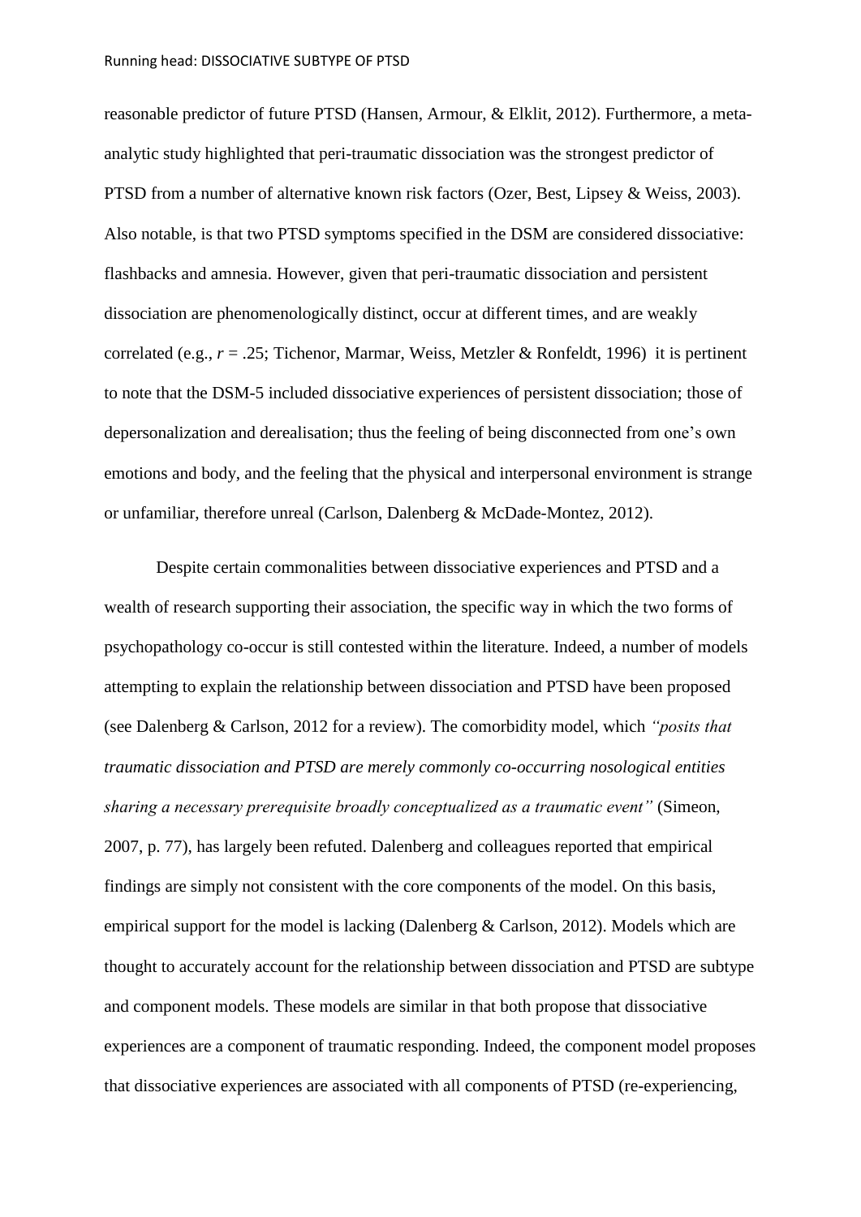reasonable predictor of future PTSD (Hansen, Armour, & Elklit, 2012). Furthermore, a meta-analytic study highlighted that peri-traumatic dissociation was the strongest predictor of PTSD from a number of alternative known risk factors (Ozer, Best, Lipsey & Weiss, 2003). Also notable, is that two PTSD symptoms specified in the DSM are considered dissociative: flashbacks and amnesia. However, given that peri-traumatic dissociation and persistent dissociation are phenomenologically distinct, occur at different times, and are weakly correlated (e.g., $r$ = .25; Tichenor, Marmar, Weiss, Metzler & Ronfeldt, 1996) it is pertinent to note that the DSM-5 included dissociative experiences of persistent dissociation; those of depersonalization and derealisation; thus the feeling of being disconnected from one's own emotions and body, and the feeling that the physical and interpersonal environment is strange or unfamiliar, therefore unreal (Carlson, Dalenberg & McDade-Montez, 2012).

Despite certain commonalities between dissociative experiences and PTSD and a wealth of research supporting their association, the specific way in which the two forms of psychopathology co-occur is still contested within the literature. Indeed, a number of models attempting to explain the relationship between dissociation and PTSD have been proposed (see Dalenberg & Carlson, 2012 for a review). The comorbidity model, which *"posits that traumatic dissociation and PTSD are merely commonly co-occurring nosological entities sharing a necessary prerequisite broadly conceptualized as a traumatic event"* (Simeon, 2007, p. 77), has largely been refuted. Dalenberg and colleagues reported that empirical findings are simply not consistent with the core components of the model. On this basis, empirical support for the model is lacking (Dalenberg & Carlson, 2012). Models which are thought to accurately account for the relationship between dissociation and PTSD are subtype and component models. These models are similar in that both propose that dissociative experiences are a component of traumatic responding. Indeed, the component model proposes that dissociative experiences are associated with all components of PTSD (re-experiencing,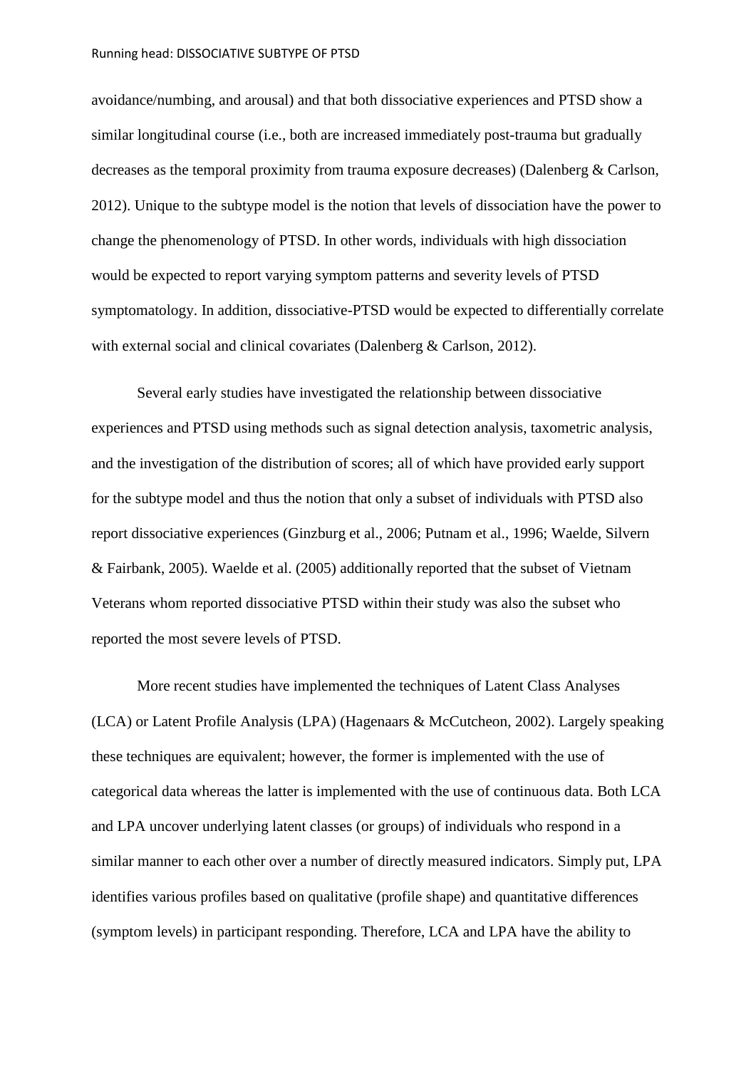avoidance/numbing, and arousal) and that both dissociative experiences and PTSD show a similar longitudinal course (i.e., both are increased immediately post-trauma but gradually decreases as the temporal proximity from trauma exposure decreases) (Dalenberg & Carlson, 2012). Unique to the subtype model is the notion that levels of dissociation have the power to change the phenomenology of PTSD. In other words, individuals with high dissociation would be expected to report varying symptom patterns and severity levels of PTSD symptomatology. In addition, dissociative-PTSD would be expected to differentially correlate with external social and clinical covariates (Dalenberg & Carlson, 2012).

Several early studies have investigated the relationship between dissociative experiences and PTSD using methods such as signal detection analysis, taxometric analysis, and the investigation of the distribution of scores; all of which have provided early support for the subtype model and thus the notion that only a subset of individuals with PTSD also report dissociative experiences (Ginzburg et al., 2006; Putnam et al., 1996; Waelde, Silvern & Fairbank, 2005). Waelde et al. (2005) additionally reported that the subset of Vietnam Veterans whom reported dissociative PTSD within their study was also the subset who reported the most severe levels of PTSD.

More recent studies have implemented the techniques of Latent Class Analyses (LCA) or Latent Profile Analysis (LPA) (Hagenaars & McCutcheon, 2002). Largely speaking these techniques are equivalent; however, the former is implemented with the use of categorical data whereas the latter is implemented with the use of continuous data. Both LCA and LPA uncover underlying latent classes (or groups) of individuals who respond in a similar manner to each other over a number of directly measured indicators. Simply put, LPA identifies various profiles based on qualitative (profile shape) and quantitative differences (symptom levels) in participant responding. Therefore, LCA and LPA have the ability to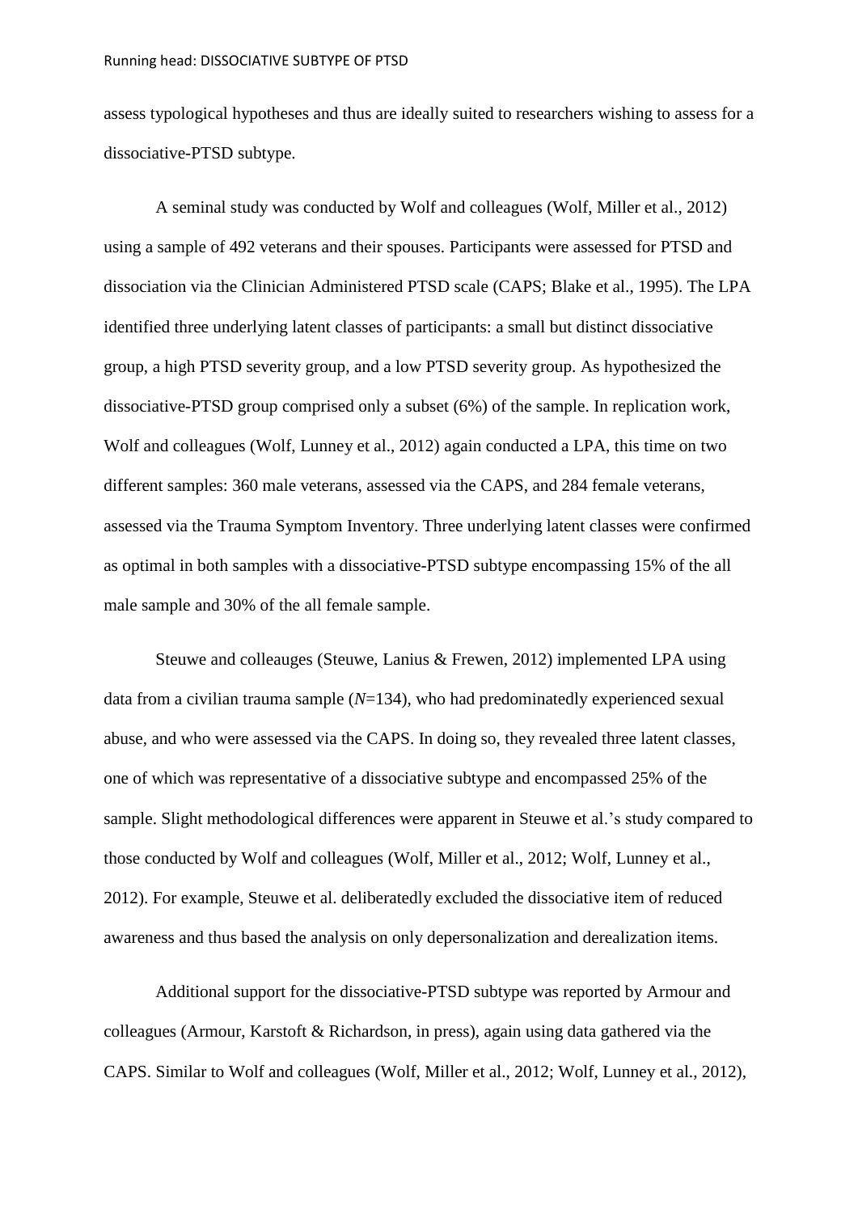assess typological hypotheses and thus are ideally suited to researchers wishing to assess for a dissociative-PTSD subtype.

A seminal study was conducted by Wolf and colleagues (Wolf, Miller et al., 2012) using a sample of 492 veterans and their spouses. Participants were assessed for PTSD and dissociation via the Clinician Administered PTSD scale (CAPS; Blake et al., 1995). The LPA identified three underlying latent classes of participants: a small but distinct dissociative group, a high PTSD severity group, and a low PTSD severity group. As hypothesized the dissociative-PTSD group comprised only a subset (6%) of the sample. In replication work, Wolf and colleagues (Wolf, Lunney et al., 2012) again conducted a LPA, this time on two different samples: 360 male veterans, assessed via the CAPS, and 284 female veterans, assessed via the Trauma Symptom Inventory. Three underlying latent classes were confirmed as optimal in both samples with a dissociative-PTSD subtype encompassing 15% of the all male sample and 30% of the all female sample.

Steuwe and colleauges (Steuwe, Lanius & Frewen, 2012) implemented LPA using data from a civilian trauma sample (*N*=134), who had predominatedly experienced sexual abuse, and who were assessed via the CAPS. In doing so, they revealed three latent classes, one of which was representative of a dissociative subtype and encompassed 25% of the sample. Slight methodological differences were apparent in Steuwe et al.'s study compared to those conducted by Wolf and colleagues (Wolf, Miller et al., 2012; Wolf, Lunney et al., 2012). For example, Steuwe et al. deliberatedly excluded the dissociative item of reduced awareness and thus based the analysis on only depersonalization and derealization items.

Additional support for the dissociative-PTSD subtype was reported by Armour and colleagues (Armour, Karstoft & Richardson, in press), again using data gathered via the CAPS. Similar to Wolf and colleagues (Wolf, Miller et al., 2012; Wolf, Lunney et al., 2012),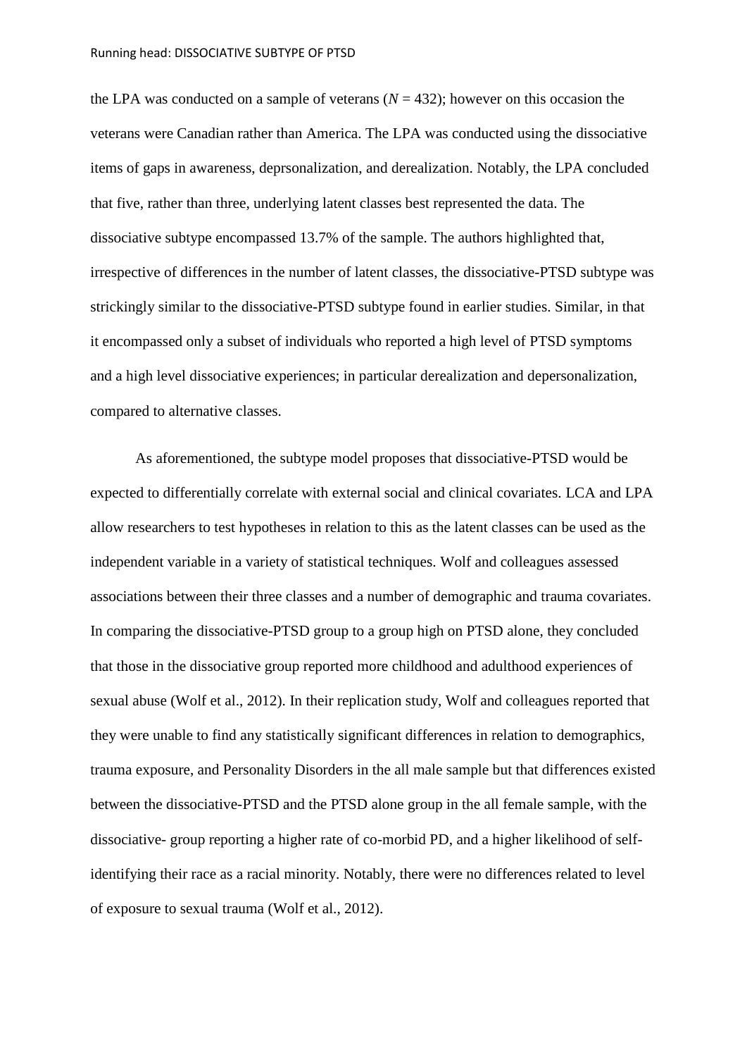the LPA was conducted on a sample of veterans (*N* = 432); however on this occasion the veterans were Canadian rather than America. The LPA was conducted using the dissociative items of gaps in awareness, deprsonalization, and derealization. Notably, the LPA concluded that five, rather than three, underlying latent classes best represented the data. The dissociative subtype encompassed 13.7% of the sample. The authors highlighted that, irrespective of differences in the number of latent classes, the dissociative-PTSD subtype was strickingly similar to the dissociative-PTSD subtype found in earlier studies. Similar, in that it encompassed only a subset of individuals who reported a high level of PTSD symptoms and a high level dissociative experiences; in particular derealization and depersonalization, compared to alternative classes.

As aforementioned, the subtype model proposes that dissociative-PTSD would be expected to differentially correlate with external social and clinical covariates. LCA and LPA allow researchers to test hypotheses in relation to this as the latent classes can be used as the independent variable in a variety of statistical techniques. Wolf and colleagues assessed associations between their three classes and a number of demographic and trauma covariates. In comparing the dissociative-PTSD group to a group high on PTSD alone, they concluded that those in the dissociative group reported more childhood and adulthood experiences of sexual abuse (Wolf et al., 2012). In their replication study, Wolf and colleagues reported that they were unable to find any statistically significant differences in relation to demographics, trauma exposure, and Personality Disorders in the all male sample but that differences existed between the dissociative-PTSD and the PTSD alone group in the all female sample, with the dissociative- group reporting a higher rate of co-morbid PD, and a higher likelihood of self-identifying their race as a racial minority. Notably, there were no differences related to level of exposure to sexual trauma (Wolf et al., 2012).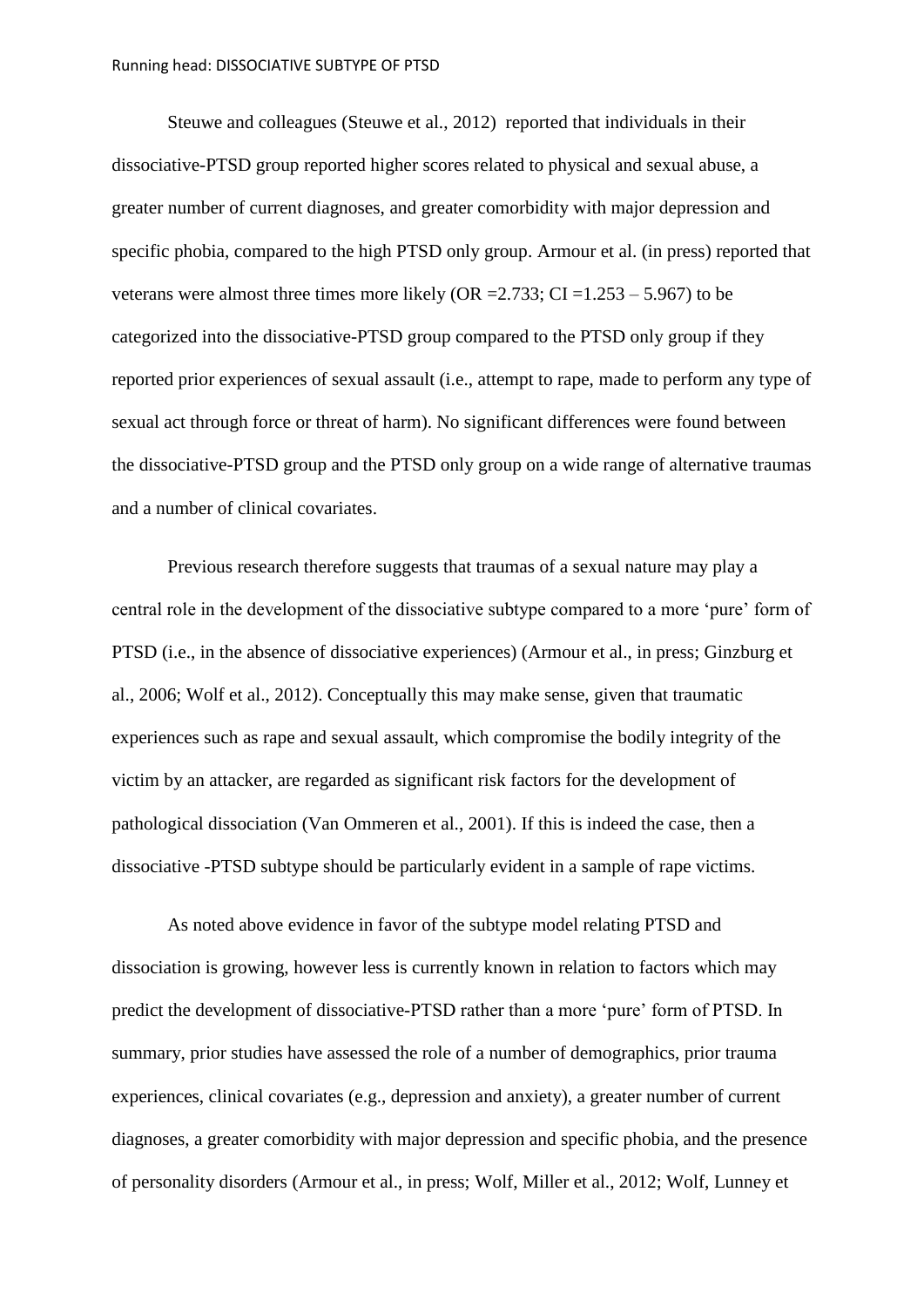Steuwe and colleagues (Steuwe et al., 2012) reported that individuals in their dissociative-PTSD group reported higher scores related to physical and sexual abuse, a greater number of current diagnoses, and greater comorbidity with major depression and specific phobia, compared to the high PTSD only group. Armour et al. (in press) reported that veterans were almost three times more likely (OR =2.733; CI =1.253 – 5.967) to be categorized into the dissociative-PTSD group compared to the PTSD only group if they reported prior experiences of sexual assault (i.e., attempt to rape, made to perform any type of sexual act through force or threat of harm). No significant differences were found between the dissociative-PTSD group and the PTSD only group on a wide range of alternative traumas and a number of clinical covariates.

Previous research therefore suggests that traumas of a sexual nature may play a central role in the development of the dissociative subtype compared to a more 'pure' form of PTSD (i.e., in the absence of dissociative experiences) (Armour et al., in press; Ginzburg et al., 2006; Wolf et al., 2012). Conceptually this may make sense, given that traumatic experiences such as rape and sexual assault, which compromise the bodily integrity of the victim by an attacker, are regarded as significant risk factors for the development of pathological dissociation (Van Ommeren et al., 2001). If this is indeed the case, then a dissociative -PTSD subtype should be particularly evident in a sample of rape victims.

As noted above evidence in favor of the subtype model relating PTSD and dissociation is growing, however less is currently known in relation to factors which may predict the development of dissociative-PTSD rather than a more 'pure' form of PTSD. In summary, prior studies have assessed the role of a number of demographics, prior trauma experiences, clinical covariates (e.g., depression and anxiety), a greater number of current diagnoses, a greater comorbidity with major depression and specific phobia, and the presence of personality disorders (Armour et al., in press; Wolf, Miller et al., 2012; Wolf, Lunney et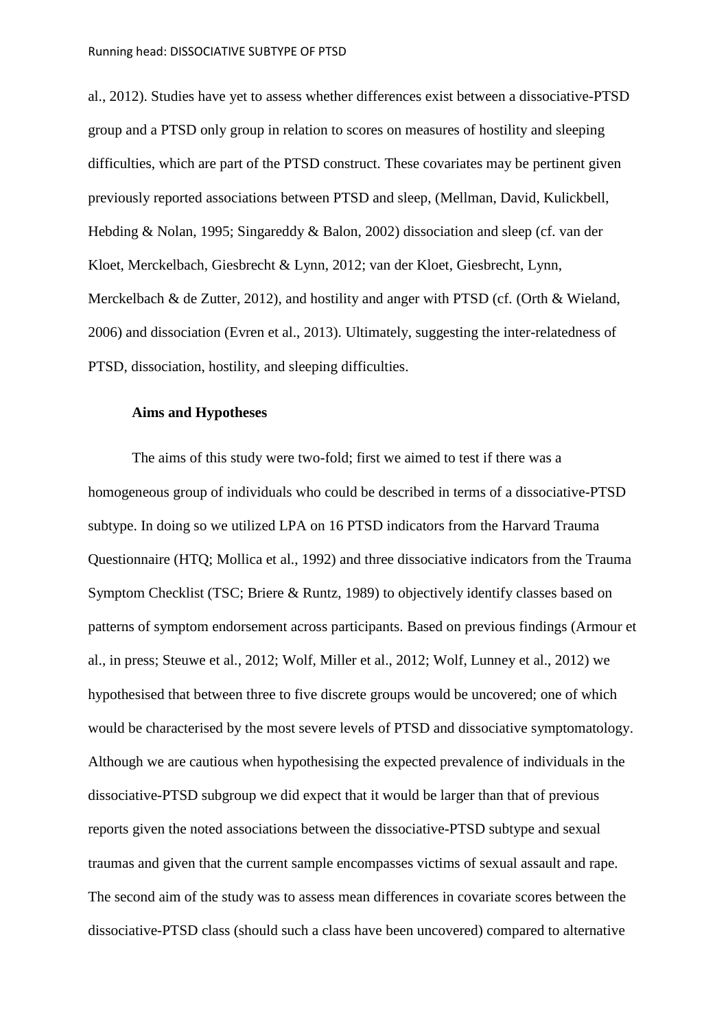al., 2012). Studies have yet to assess whether differences exist between a dissociative-PTSD group and a PTSD only group in relation to scores on measures of hostility and sleeping difficulties, which are part of the PTSD construct. These covariates may be pertinent given previously reported associations between PTSD and sleep, (Mellman, David, Kulickbell, Hebding & Nolan, 1995; Singareddy & Balon, 2002) dissociation and sleep (cf. van der Kloet, Merckelbach, Giesbrecht & Lynn, 2012; van der Kloet, Giesbrecht, Lynn, Merckelbach & de Zutter, 2012), and hostility and anger with PTSD (cf. (Orth & Wieland, 2006) and dissociation (Evren et al., 2013). Ultimately, suggesting the inter-relatedness of PTSD, dissociation, hostility, and sleeping difficulties.

**Aims and Hypotheses**

The aims of this study were two-fold; first we aimed to test if there was a homogeneous group of individuals who could be described in terms of a dissociative-PTSD subtype. In doing so we utilized LPA on 16 PTSD indicators from the Harvard Trauma Questionnaire (HTQ; Mollica et al., 1992) and three dissociative indicators from the Trauma Symptom Checklist (TSC; Briere & Runtz, 1989) to objectively identify classes based on patterns of symptom endorsement across participants. Based on previous findings (Armour et al., in press; Steuwe et al., 2012; Wolf, Miller et al., 2012; Wolf, Lunney et al., 2012) we hypothesised that between three to five discrete groups would be uncovered; one of which would be characterised by the most severe levels of PTSD and dissociative symptomatology. Although we are cautious when hypothesising the expected prevalence of individuals in the dissociative-PTSD subgroup we did expect that it would be larger than that of previous reports given the noted associations between the dissociative-PTSD subtype and sexual traumas and given that the current sample encompasses victims of sexual assault and rape. The second aim of the study was to assess mean differences in covariate scores between the dissociative-PTSD class (should such a class have been uncovered) compared to alternative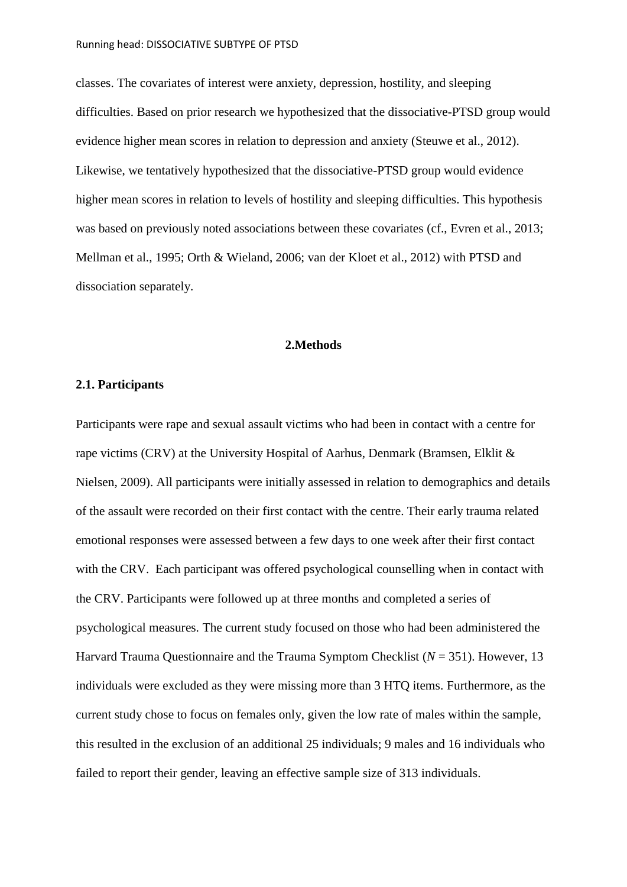classes. The covariates of interest were anxiety, depression, hostility, and sleeping difficulties. Based on prior research we hypothesized that the dissociative-PTSD group would evidence higher mean scores in relation to depression and anxiety (Steuwe et al., 2012). Likewise, we tentatively hypothesized that the dissociative-PTSD group would evidence higher mean scores in relation to levels of hostility and sleeping difficulties. This hypothesis was based on previously noted associations between these covariates (cf., Evren et al., 2013; Mellman et al., 1995; Orth & Wieland, 2006; van der Kloet et al., 2012) with PTSD and dissociation separately.

## 2.Methods

### 2.1. Participants

Participants were rape and sexual assault victims who had been in contact with a centre for rape victims (CRV) at the University Hospital of Aarhus, Denmark (Bramsen, Elklit & Nielsen, 2009). All participants were initially assessed in relation to demographics and details of the assault were recorded on their first contact with the centre. Their early trauma related emotional responses were assessed between a few days to one week after their first contact with the CRV. Each participant was offered psychological counselling when in contact with the CRV. Participants were followed up at three months and completed a series of psychological measures. The current study focused on those who had been administered the Harvard Trauma Questionnaire and the Trauma Symptom Checklist (*N* = 351). However, 13 individuals were excluded as they were missing more than 3 HTQ items. Furthermore, as the current study chose to focus on females only, given the low rate of males within the sample, this resulted in the exclusion of an additional 25 individuals; 9 males and 16 individuals who failed to report their gender, leaving an effective sample size of 313 individuals.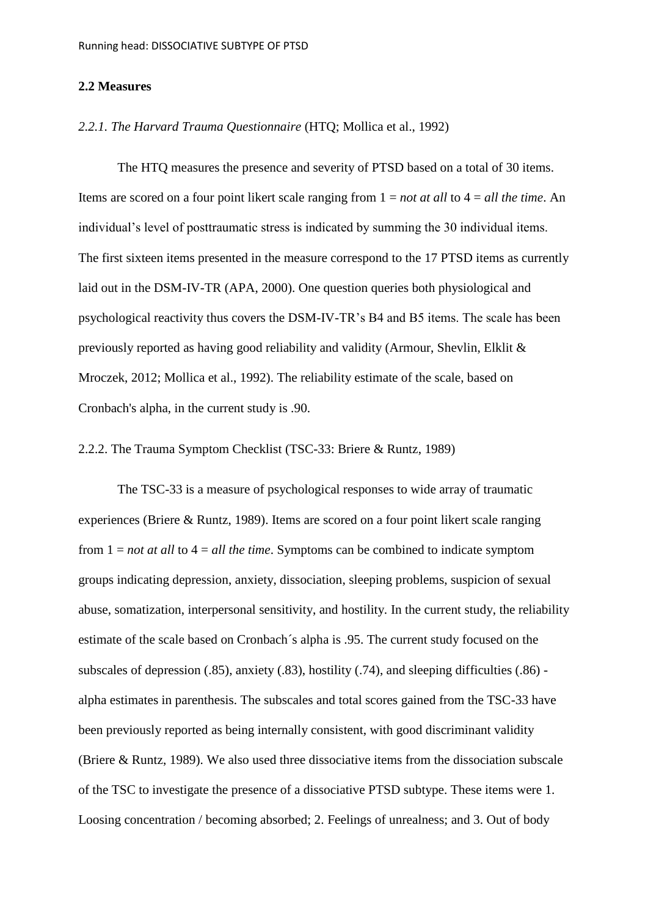**2.2 Measures**

*2.2.1. The Harvard Trauma Questionnaire* (HTQ; Mollica et al., 1992)

The HTQ measures the presence and severity of PTSD based on a total of 30 items. Items are scored on a four point likert scale ranging from 1 = *not at all* to 4 = *all the time*. An individual's level of posttraumatic stress is indicated by summing the 30 individual items. The first sixteen items presented in the measure correspond to the 17 PTSD items as currently laid out in the DSM-IV-TR (APA, 2000). One question queries both physiological and psychological reactivity thus covers the DSM-IV-TR's B4 and B5 items. The scale has been previously reported as having good reliability and validity (Armour, Shevlin, Elklit & Mroczek, 2012; Mollica et al., 1992). The reliability estimate of the scale, based on Cronbach's alpha, in the current study is .90.

2.2.2. The Trauma Symptom Checklist (TSC-33: Briere & Runtz, 1989)

The TSC-33 is a measure of psychological responses to wide array of traumatic experiences (Briere & Runtz, 1989). Items are scored on a four point likert scale ranging from 1 = *not at all* to 4 = *all the time*. Symptoms can be combined to indicate symptom groups indicating depression, anxiety, dissociation, sleeping problems, suspicion of sexual abuse, somatization, interpersonal sensitivity, and hostility. In the current study, the reliability estimate of the scale based on Cronbach´s alpha is .95. The current study focused on the subscales of depression (.85), anxiety (.83), hostility (.74), and sleeping difficulties (.86) - alpha estimates in parenthesis. The subscales and total scores gained from the TSC-33 have been previously reported as being internally consistent, with good discriminant validity (Briere & Runtz, 1989). We also used three dissociative items from the dissociation subscale of the TSC to investigate the presence of a dissociative PTSD subtype. These items were 1. Loosing concentration / becoming absorbed; 2. Feelings of unrealness; and 3. Out of body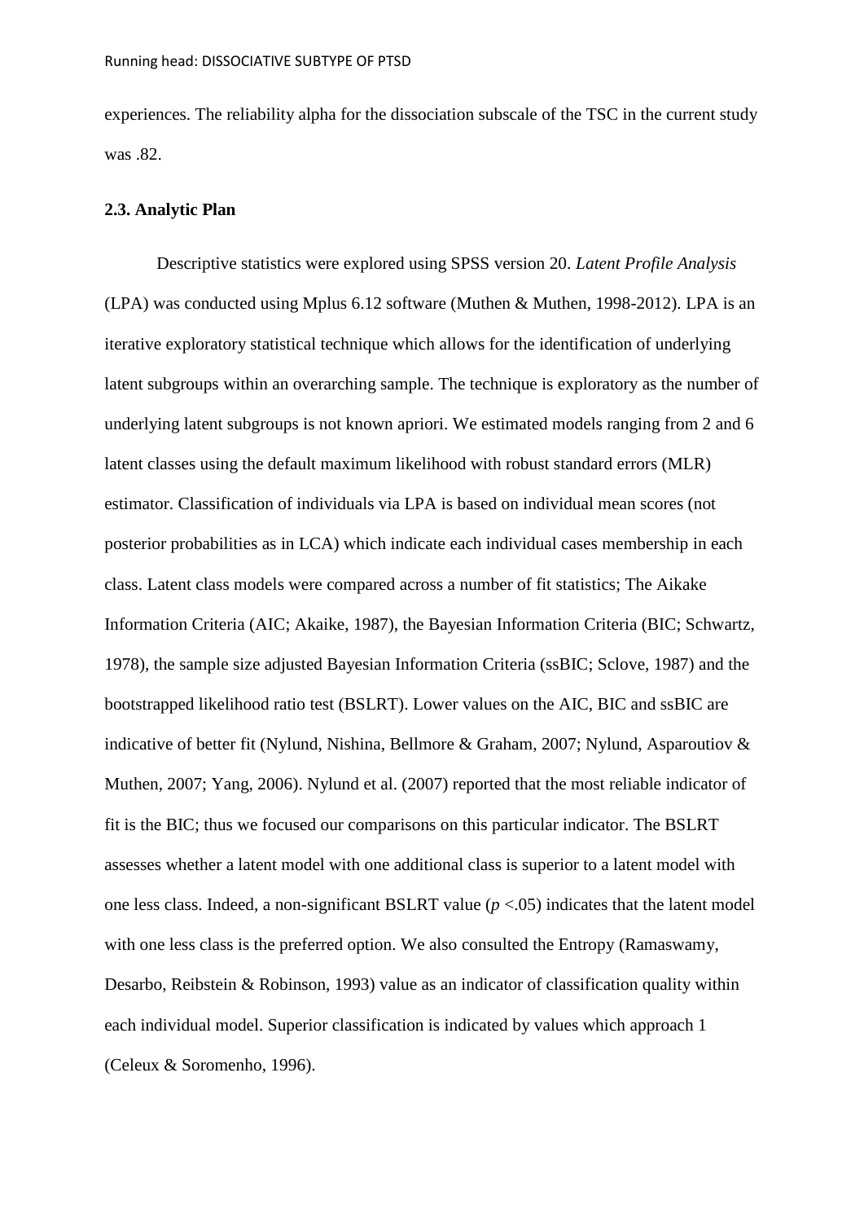experiences. The reliability alpha for the dissociation subscale of the TSC in the current study was .82.

### 2.3. Analytic Plan

Descriptive statistics were explored using SPSS version 20. *Latent Profile Analysis* (LPA) was conducted using Mplus 6.12 software (Muthen & Muthen, 1998-2012). LPA is an iterative exploratory statistical technique which allows for the identification of underlying latent subgroups within an overarching sample. The technique is exploratory as the number of underlying latent subgroups is not known apriori. We estimated models ranging from 2 and 6 latent classes using the default maximum likelihood with robust standard errors (MLR) estimator. Classification of individuals via LPA is based on individual mean scores (not posterior probabilities as in LCA) which indicate each individual cases membership in each class. Latent class models were compared across a number of fit statistics; The Aikake Information Criteria (AIC; Akaike, 1987), the Bayesian Information Criteria (BIC; Schwartz, 1978), the sample size adjusted Bayesian Information Criteria (ssBIC; Sclove, 1987) and the bootstrapped likelihood ratio test (BSLRT). Lower values on the AIC, BIC and ssBIC are indicative of better fit (Nylund, Nishina, Bellmore & Graham, 2007; Nylund, Asparoutiov & Muthen, 2007; Yang, 2006). Nylund et al. (2007) reported that the most reliable indicator of fit is the BIC; thus we focused our comparisons on this particular indicator. The BSLRT assesses whether a latent model with one additional class is superior to a latent model with one less class. Indeed, a non-significant BSLRT value ($p$ <.05) indicates that the latent model with one less class is the preferred option. We also consulted the Entropy (Ramaswamy, Desarbo, Reibstein & Robinson, 1993) value as an indicator of classification quality within each individual model. Superior classification is indicated by values which approach 1 (Celeux & Soromenho, 1996).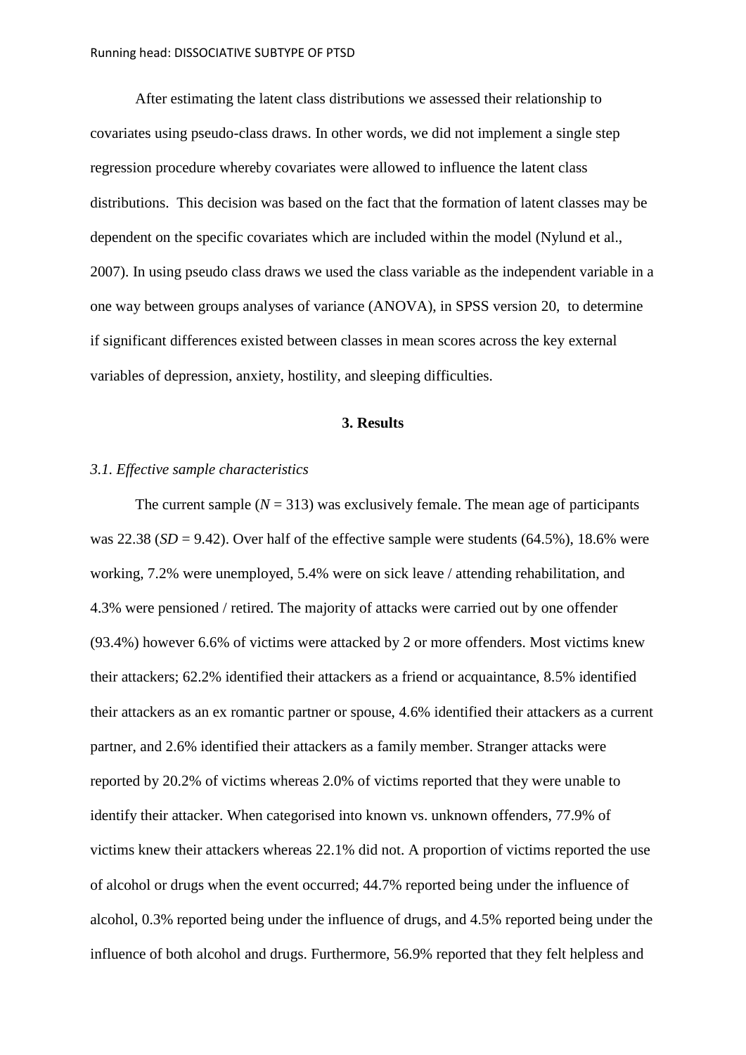After estimating the latent class distributions we assessed their relationship to covariates using pseudo-class draws. In other words, we did not implement a single step regression procedure whereby covariates were allowed to influence the latent class distributions. This decision was based on the fact that the formation of latent classes may be dependent on the specific covariates which are included within the model (Nylund et al., 2007). In using pseudo class draws we used the class variable as the independent variable in a one way between groups analyses of variance (ANOVA), in SPSS version 20, to determine if significant differences existed between classes in mean scores across the key external variables of depression, anxiety, hostility, and sleeping difficulties.

## 3. Results

### *3.1. Effective sample characteristics*

The current sample (*N* = 313) was exclusively female. The mean age of participants was 22.38 (*SD* = 9.42). Over half of the effective sample were students (64.5%), 18.6% were working, 7.2% were unemployed, 5.4% were on sick leave / attending rehabilitation, and 4.3% were pensioned / retired. The majority of attacks were carried out by one offender (93.4%) however 6.6% of victims were attacked by 2 or more offenders. Most victims knew their attackers; 62.2% identified their attackers as a friend or acquaintance, 8.5% identified their attackers as an ex romantic partner or spouse, 4.6% identified their attackers as a current partner, and 2.6% identified their attackers as a family member. Stranger attacks were reported by 20.2% of victims whereas 2.0% of victims reported that they were unable to identify their attacker. When categorised into known vs. unknown offenders, 77.9% of victims knew their attackers whereas 22.1% did not. A proportion of victims reported the use of alcohol or drugs when the event occurred; 44.7% reported being under the influence of alcohol, 0.3% reported being under the influence of drugs, and 4.5% reported being under the influence of both alcohol and drugs. Furthermore, 56.9% reported that they felt helpless and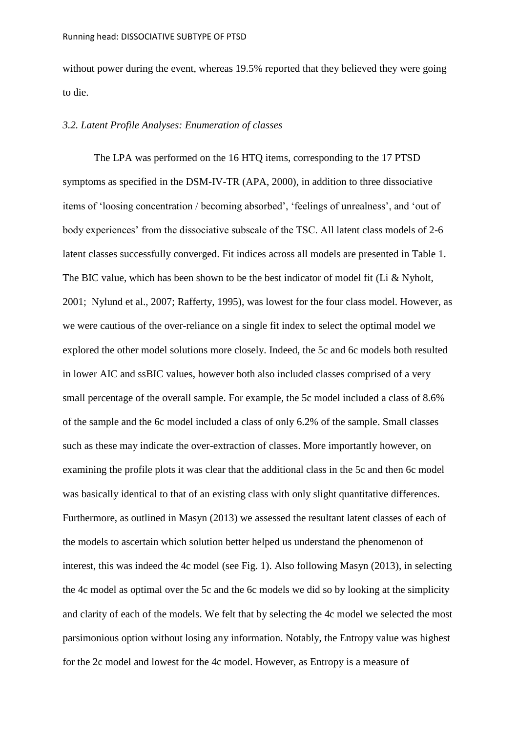without power during the event, whereas 19.5% reported that they believed they were going to die.

### *3.2. Latent Profile Analyses: Enumeration of classes*

The LPA was performed on the 16 HTQ items, corresponding to the 17 PTSD symptoms as specified in the DSM-IV-TR (APA, 2000), in addition to three dissociative items of 'loosing concentration / becoming absorbed', 'feelings of unrealness', and 'out of body experiences' from the dissociative subscale of the TSC. All latent class models of 2-6 latent classes successfully converged. Fit indices across all models are presented in Table 1. The BIC value, which has been shown to be the best indicator of model fit (Li & Nyholt, 2001; Nylund et al., 2007; Rafferty, 1995), was lowest for the four class model. However, as we were cautious of the over-reliance on a single fit index to select the optimal model we explored the other model solutions more closely. Indeed, the 5c and 6c models both resulted in lower AIC and ssBIC values, however both also included classes comprised of a very small percentage of the overall sample. For example, the 5c model included a class of 8.6% of the sample and the 6c model included a class of only 6.2% of the sample. Small classes such as these may indicate the over-extraction of classes. More importantly however, on examining the profile plots it was clear that the additional class in the 5c and then 6c model was basically identical to that of an existing class with only slight quantitative differences. Furthermore, as outlined in Masyn (2013) we assessed the resultant latent classes of each of the models to ascertain which solution better helped us understand the phenomenon of interest, this was indeed the 4c model (see Fig. 1). Also following Masyn (2013), in selecting the 4c model as optimal over the 5c and the 6c models we did so by looking at the simplicity and clarity of each of the models. We felt that by selecting the 4c model we selected the most parsimonious option without losing any information. Notably, the Entropy value was highest for the 2c model and lowest for the 4c model. However, as Entropy is a measure of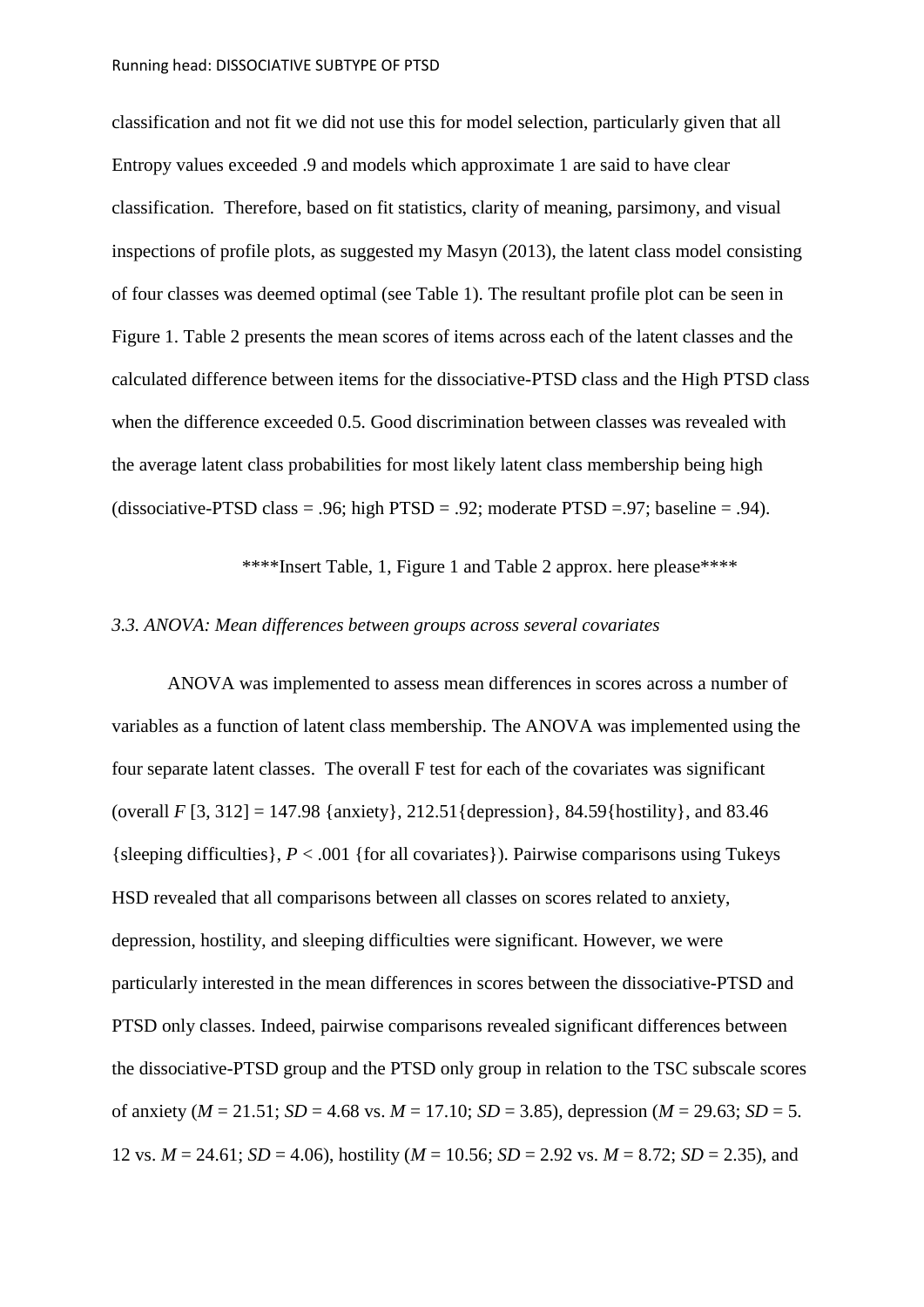classification and not fit we did not use this for model selection, particularly given that all Entropy values exceeded .9 and models which approximate 1 are said to have clear classification. Therefore, based on fit statistics, clarity of meaning, parsimony, and visual inspections of profile plots, as suggested my Masyn (2013), the latent class model consisting of four classes was deemed optimal (see Table 1). The resultant profile plot can be seen in Figure 1. Table 2 presents the mean scores of items across each of the latent classes and the calculated difference between items for the dissociative-PTSD class and the High PTSD class when the difference exceeded 0.5. Good discrimination between classes was revealed with the average latent class probabilities for most likely latent class membership being high (dissociative-PTSD class = .96; high PTSD = .92; moderate PTSD =.97; baseline = .94).

****Insert Table, 1, Figure 1 and Table 2 approx. here please****

*3.3. ANOVA: Mean differences between groups across several covariates*

ANOVA was implemented to assess mean differences in scores across a number of variables as a function of latent class membership. The ANOVA was implemented using the four separate latent classes. The overall F test for each of the covariates was significant (overall $F$ [3, 312] = 147.98 {anxiety}, 212.51{depression}, 84.59{hostility}, and 83.46 {sleeping difficulties}, $P < .001$ {for all covariates}). Pairwise comparisons using Tukeys HSD revealed that all comparisons between all classes on scores related to anxiety, depression, hostility, and sleeping difficulties were significant. However, we were particularly interested in the mean differences in scores between the dissociative-PTSD and PTSD only classes. Indeed, pairwise comparisons revealed significant differences between the dissociative-PTSD group and the PTSD only group in relation to the TSC subscale scores of anxiety ($M$ = 21.51; $SD$ = 4.68 vs. $M$ = 17.10; $SD$ = 3.85), depression ($M$ = 29.63; $SD$ = 5. 12 vs. $M$ = 24.61; $SD$ = 4.06), hostility ($M$ = 10.56; $SD$ = 2.92 vs. $M$ = 8.72; $SD$ = 2.35), and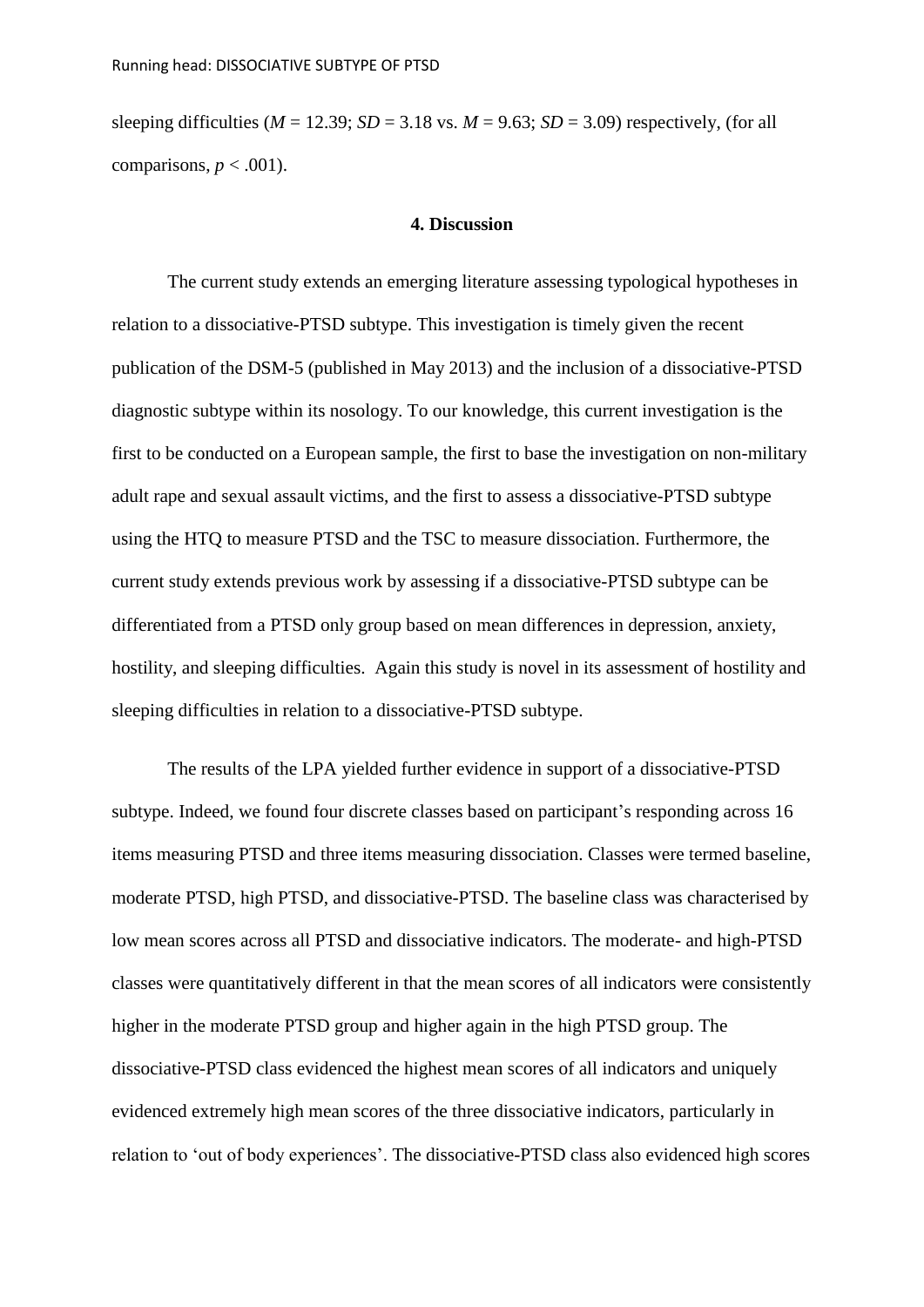sleeping difficulties (*M* = 12.39; *SD* = 3.18 vs. *M* = 9.63; *SD* = 3.09) respectively, (for all comparisons, $p < .001$).

## 4. Discussion

The current study extends an emerging literature assessing typological hypotheses in relation to a dissociative-PTSD subtype. This investigation is timely given the recent publication of the DSM-5 (published in May 2013) and the inclusion of a dissociative-PTSD diagnostic subtype within its nosology. To our knowledge, this current investigation is the first to be conducted on a European sample, the first to base the investigation on non-military adult rape and sexual assault victims, and the first to assess a dissociative-PTSD subtype using the HTQ to measure PTSD and the TSC to measure dissociation. Furthermore, the current study extends previous work by assessing if a dissociative-PTSD subtype can be differentiated from a PTSD only group based on mean differences in depression, anxiety, hostility, and sleeping difficulties. Again this study is novel in its assessment of hostility and sleeping difficulties in relation to a dissociative-PTSD subtype.

The results of the LPA yielded further evidence in support of a dissociative-PTSD subtype. Indeed, we found four discrete classes based on participant's responding across 16 items measuring PTSD and three items measuring dissociation. Classes were termed baseline, moderate PTSD, high PTSD, and dissociative-PTSD. The baseline class was characterised by low mean scores across all PTSD and dissociative indicators. The moderate- and high-PTSD classes were quantitatively different in that the mean scores of all indicators were consistently higher in the moderate PTSD group and higher again in the high PTSD group. The dissociative-PTSD class evidenced the highest mean scores of all indicators and uniquely evidenced extremely high mean scores of the three dissociative indicators, particularly in relation to 'out of body experiences'. The dissociative-PTSD class also evidenced high scores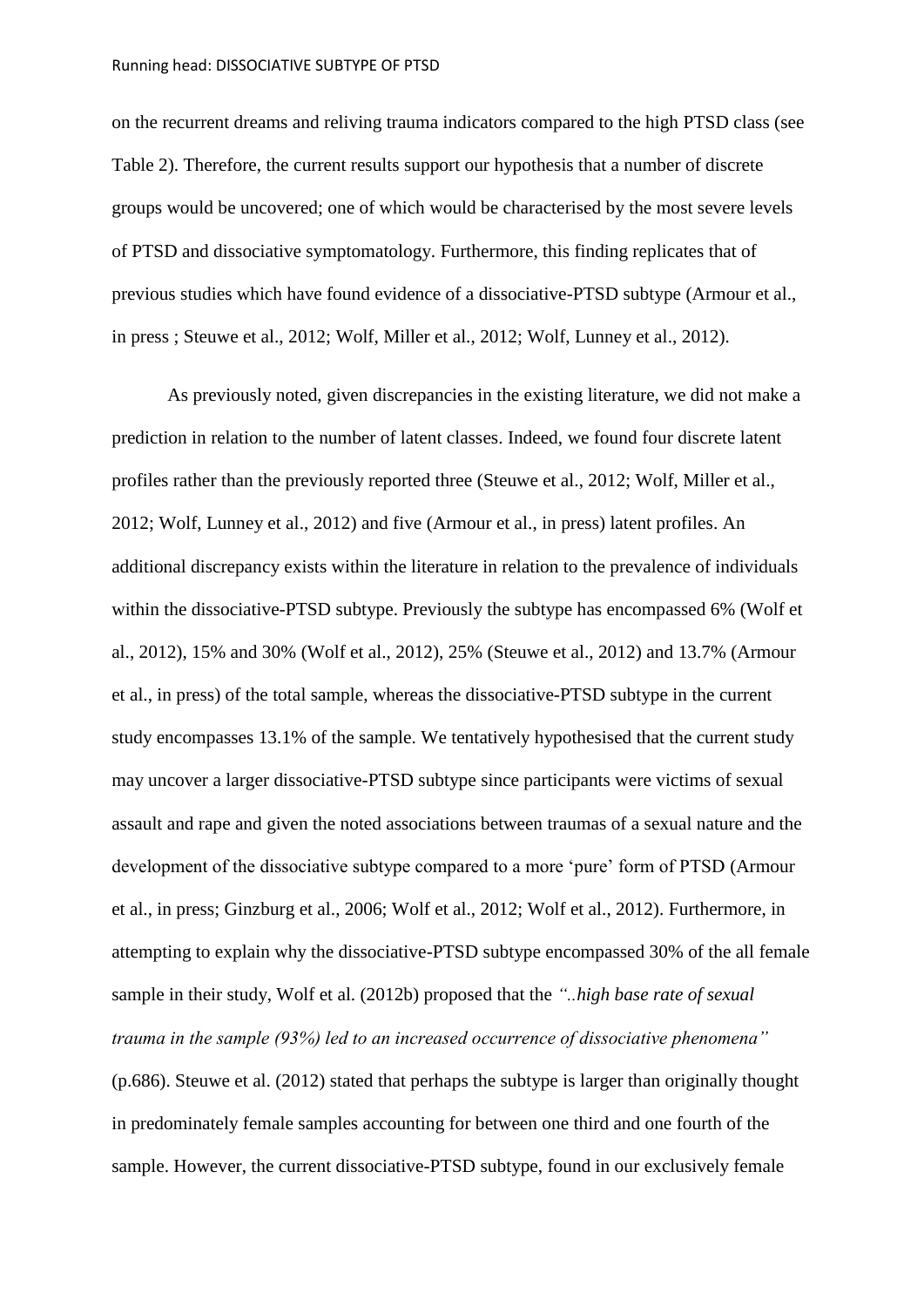on the recurrent dreams and reliving trauma indicators compared to the high PTSD class (see Table 2). Therefore, the current results support our hypothesis that a number of discrete groups would be uncovered; one of which would be characterised by the most severe levels of PTSD and dissociative symptomatology. Furthermore, this finding replicates that of previous studies which have found evidence of a dissociative-PTSD subtype (Armour et al., in press ; Steuwe et al., 2012; Wolf, Miller et al., 2012; Wolf, Lunney et al., 2012).

As previously noted, given discrepancies in the existing literature, we did not make a prediction in relation to the number of latent classes. Indeed, we found four discrete latent profiles rather than the previously reported three (Steuwe et al., 2012; Wolf, Miller et al., 2012; Wolf, Lunney et al., 2012) and five (Armour et al., in press) latent profiles. An additional discrepancy exists within the literature in relation to the prevalence of individuals within the dissociative-PTSD subtype. Previously the subtype has encompassed 6% (Wolf et al., 2012), 15% and 30% (Wolf et al., 2012), 25% (Steuwe et al., 2012) and 13.7% (Armour et al., in press) of the total sample, whereas the dissociative-PTSD subtype in the current study encompasses 13.1% of the sample. We tentatively hypothesised that the current study may uncover a larger dissociative-PTSD subtype since participants were victims of sexual assault and rape and given the noted associations between traumas of a sexual nature and the development of the dissociative subtype compared to a more 'pure' form of PTSD (Armour et al., in press; Ginzburg et al., 2006; Wolf et al., 2012; Wolf et al., 2012). Furthermore, in attempting to explain why the dissociative-PTSD subtype encompassed 30% of the all female sample in their study, Wolf et al. (2012b) proposed that the *"..high base rate of sexual trauma in the sample (93%) led to an increased occurrence of dissociative phenomena"* (p.686). Steuwe et al. (2012) stated that perhaps the subtype is larger than originally thought in predominately female samples accounting for between one third and one fourth of the sample. However, the current dissociative-PTSD subtype, found in our exclusively female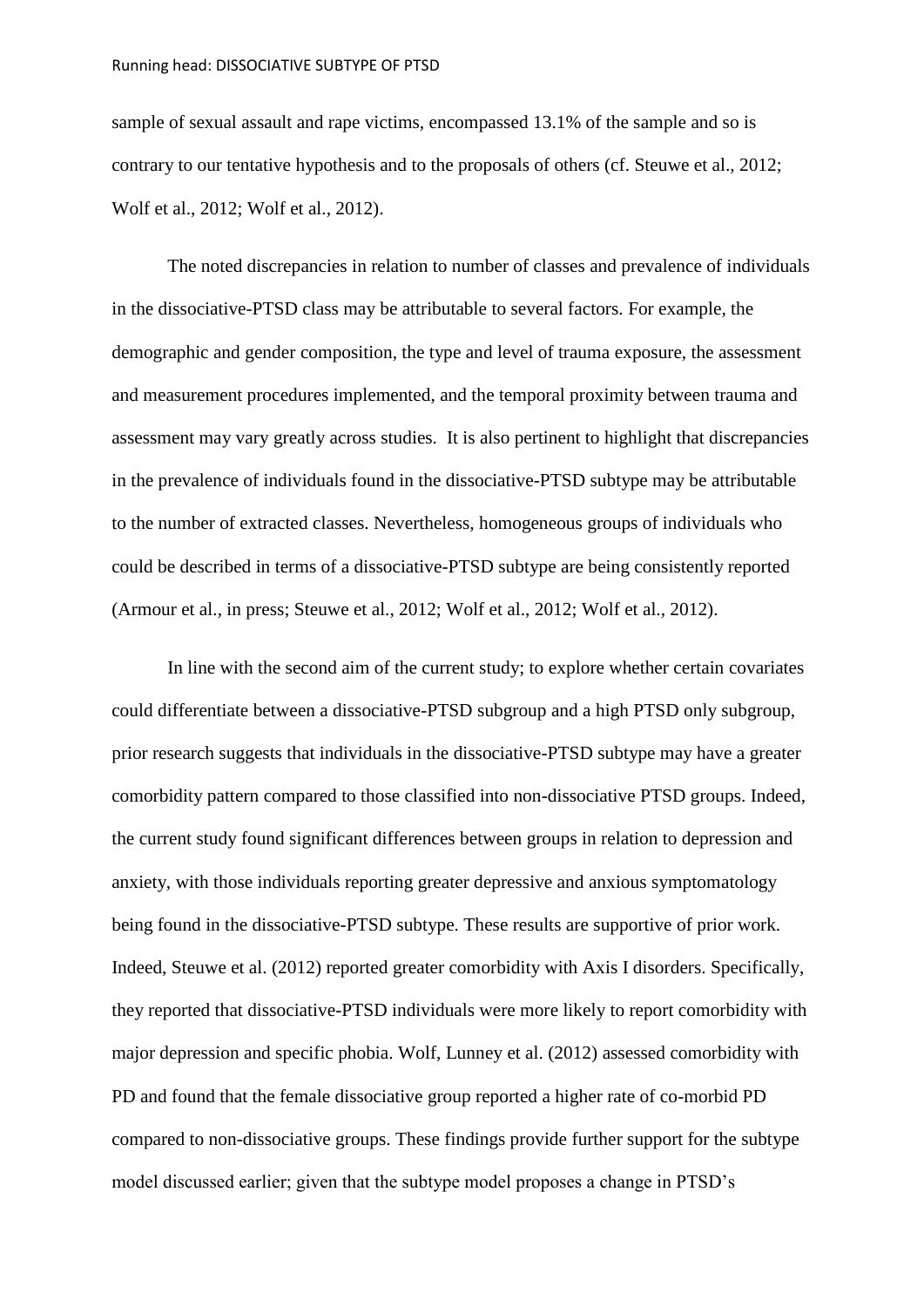sample of sexual assault and rape victims, encompassed 13.1% of the sample and so is contrary to our tentative hypothesis and to the proposals of others (cf. Steuwe et al., 2012; Wolf et al., 2012; Wolf et al., 2012).

The noted discrepancies in relation to number of classes and prevalence of individuals in the dissociative-PTSD class may be attributable to several factors. For example, the demographic and gender composition, the type and level of trauma exposure, the assessment and measurement procedures implemented, and the temporal proximity between trauma and assessment may vary greatly across studies. It is also pertinent to highlight that discrepancies in the prevalence of individuals found in the dissociative-PTSD subtype may be attributable to the number of extracted classes. Nevertheless, homogeneous groups of individuals who could be described in terms of a dissociative-PTSD subtype are being consistently reported (Armour et al., in press; Steuwe et al., 2012; Wolf et al., 2012; Wolf et al., 2012).

In line with the second aim of the current study; to explore whether certain covariates could differentiate between a dissociative-PTSD subgroup and a high PTSD only subgroup, prior research suggests that individuals in the dissociative-PTSD subtype may have a greater comorbidity pattern compared to those classified into non-dissociative PTSD groups. Indeed, the current study found significant differences between groups in relation to depression and anxiety, with those individuals reporting greater depressive and anxious symptomatology being found in the dissociative-PTSD subtype. These results are supportive of prior work. Indeed, Steuwe et al. (2012) reported greater comorbidity with Axis I disorders. Specifically, they reported that dissociative-PTSD individuals were more likely to report comorbidity with major depression and specific phobia. Wolf, Lunney et al. (2012) assessed comorbidity with PD and found that the female dissociative group reported a higher rate of co-morbid PD compared to non-dissociative groups. These findings provide further support for the subtype model discussed earlier; given that the subtype model proposes a change in PTSD's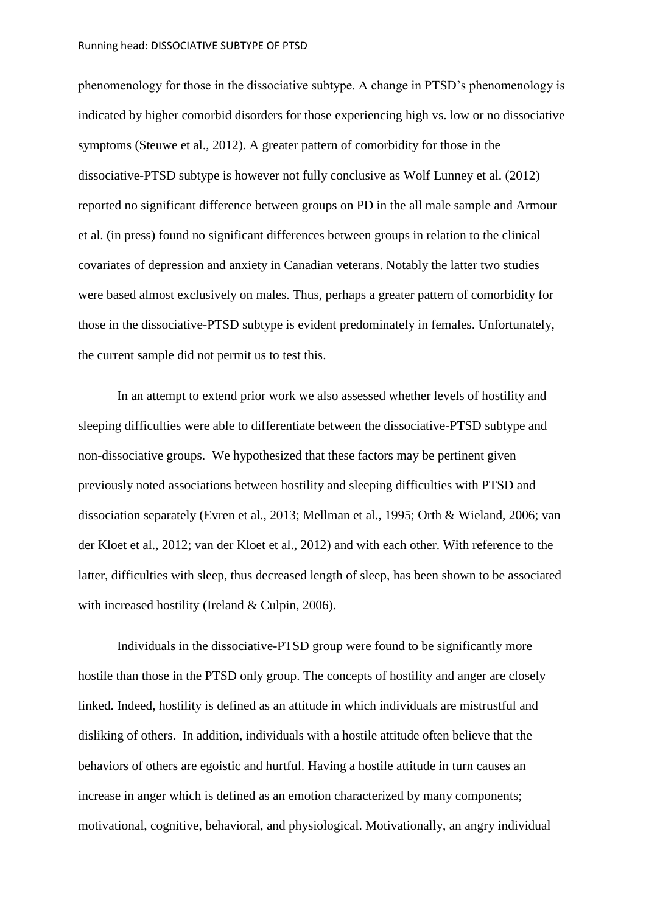phenomenology for those in the dissociative subtype. A change in PTSD's phenomenology is indicated by higher comorbid disorders for those experiencing high vs. low or no dissociative symptoms (Steuwe et al., 2012). A greater pattern of comorbidity for those in the dissociative-PTSD subtype is however not fully conclusive as Wolf Lunney et al. (2012) reported no significant difference between groups on PD in the all male sample and Armour et al. (in press) found no significant differences between groups in relation to the clinical covariates of depression and anxiety in Canadian veterans. Notably the latter two studies were based almost exclusively on males. Thus, perhaps a greater pattern of comorbidity for those in the dissociative-PTSD subtype is evident predominately in females. Unfortunately, the current sample did not permit us to test this.

In an attempt to extend prior work we also assessed whether levels of hostility and sleeping difficulties were able to differentiate between the dissociative-PTSD subtype and non-dissociative groups. We hypothesized that these factors may be pertinent given previously noted associations between hostility and sleeping difficulties with PTSD and dissociation separately (Evren et al., 2013; Mellman et al., 1995; Orth & Wieland, 2006; van der Kloet et al., 2012; van der Kloet et al., 2012) and with each other. With reference to the latter, difficulties with sleep, thus decreased length of sleep, has been shown to be associated with increased hostility (Ireland & Culpin, 2006).

Individuals in the dissociative-PTSD group were found to be significantly more hostile than those in the PTSD only group. The concepts of hostility and anger are closely linked. Indeed, hostility is defined as an attitude in which individuals are mistrustful and disliking of others. In addition, individuals with a hostile attitude often believe that the behaviors of others are egoistic and hurtful. Having a hostile attitude in turn causes an increase in anger which is defined as an emotion characterized by many components; motivational, cognitive, behavioral, and physiological. Motivationally, an angry individual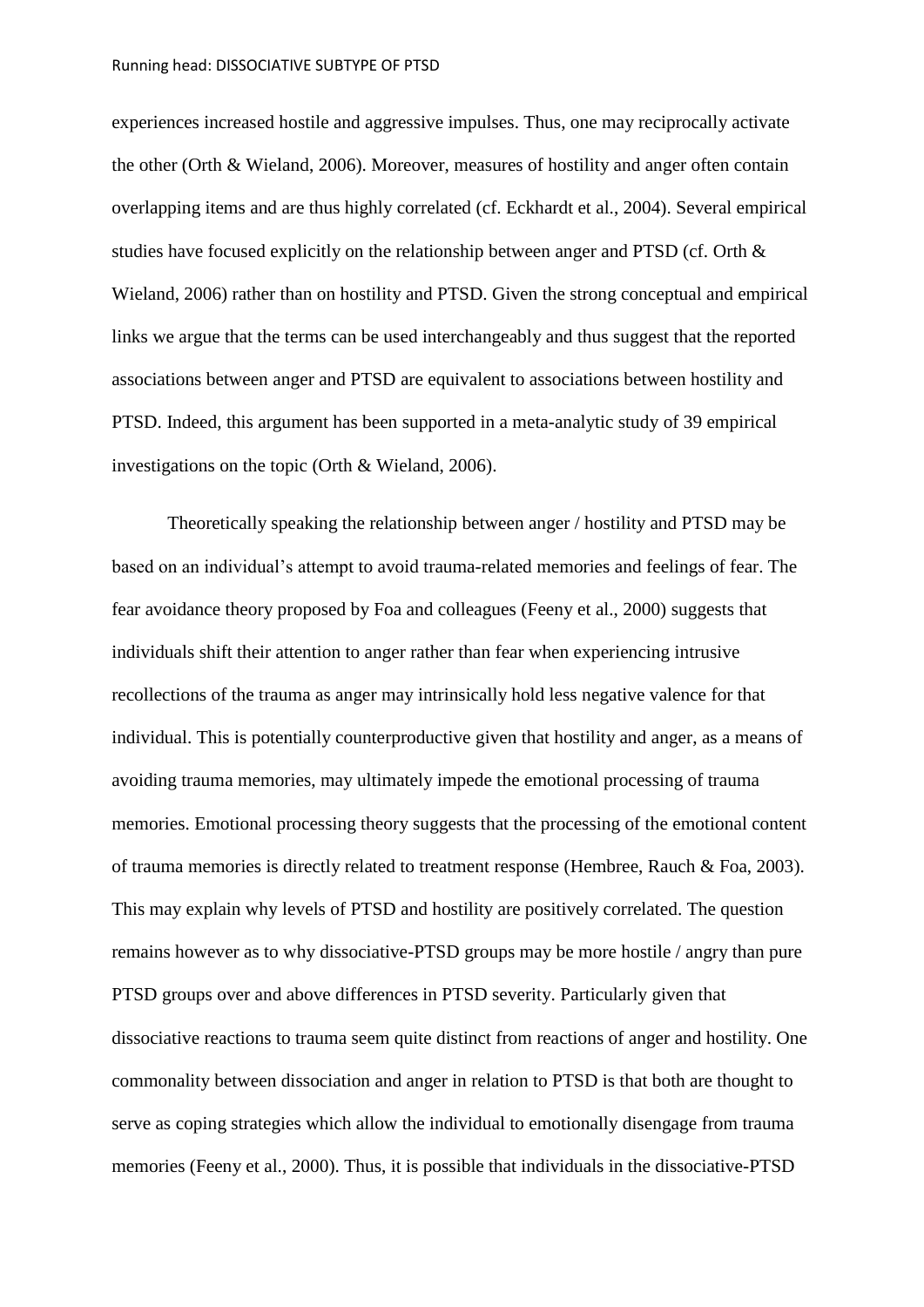experiences increased hostile and aggressive impulses. Thus, one may reciprocally activate the other (Orth & Wieland, 2006). Moreover, measures of hostility and anger often contain overlapping items and are thus highly correlated (cf. Eckhardt et al., 2004). Several empirical studies have focused explicitly on the relationship between anger and PTSD (cf. Orth & Wieland, 2006) rather than on hostility and PTSD. Given the strong conceptual and empirical links we argue that the terms can be used interchangeably and thus suggest that the reported associations between anger and PTSD are equivalent to associations between hostility and PTSD. Indeed, this argument has been supported in a meta-analytic study of 39 empirical investigations on the topic (Orth & Wieland, 2006).

Theoretically speaking the relationship between anger / hostility and PTSD may be based on an individual's attempt to avoid trauma-related memories and feelings of fear. The fear avoidance theory proposed by Foa and colleagues (Feeny et al., 2000) suggests that individuals shift their attention to anger rather than fear when experiencing intrusive recollections of the trauma as anger may intrinsically hold less negative valence for that individual. This is potentially counterproductive given that hostility and anger, as a means of avoiding trauma memories, may ultimately impede the emotional processing of trauma memories. Emotional processing theory suggests that the processing of the emotional content of trauma memories is directly related to treatment response (Hembree, Rauch & Foa, 2003). This may explain why levels of PTSD and hostility are positively correlated. The question remains however as to why dissociative-PTSD groups may be more hostile / angry than pure PTSD groups over and above differences in PTSD severity. Particularly given that dissociative reactions to trauma seem quite distinct from reactions of anger and hostility. One commonality between dissociation and anger in relation to PTSD is that both are thought to serve as coping strategies which allow the individual to emotionally disengage from trauma memories (Feeny et al., 2000). Thus, it is possible that individuals in the dissociative-PTSD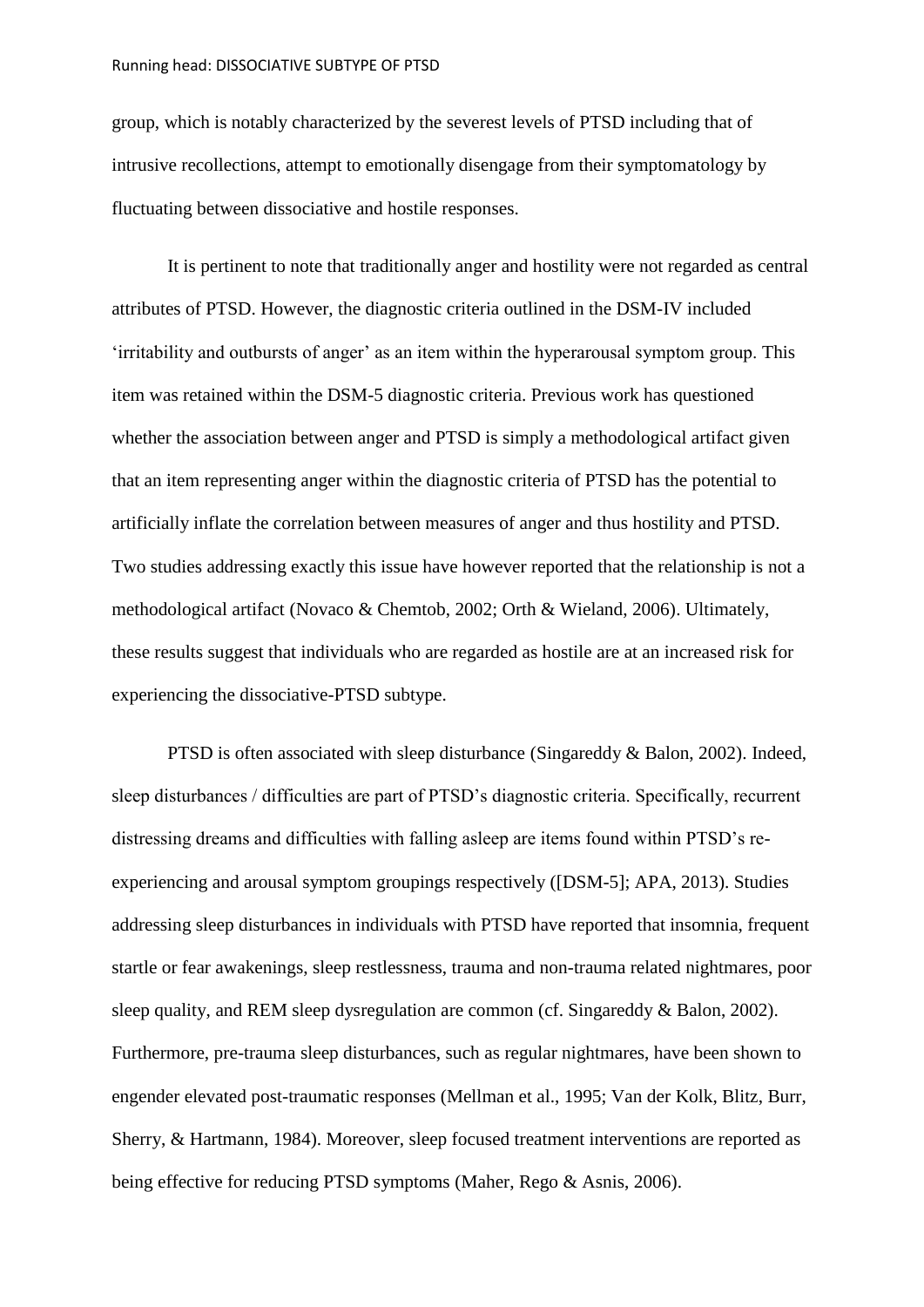group, which is notably characterized by the severest levels of PTSD including that of intrusive recollections, attempt to emotionally disengage from their symptomatology by fluctuating between dissociative and hostile responses.

It is pertinent to note that traditionally anger and hostility were not regarded as central attributes of PTSD. However, the diagnostic criteria outlined in the DSM-IV included 'irritability and outbursts of anger' as an item within the hyperarousal symptom group. This item was retained within the DSM-5 diagnostic criteria. Previous work has questioned whether the association between anger and PTSD is simply a methodological artifact given that an item representing anger within the diagnostic criteria of PTSD has the potential to artificially inflate the correlation between measures of anger and thus hostility and PTSD. Two studies addressing exactly this issue have however reported that the relationship is not a methodological artifact (Novaco & Chemtob, 2002; Orth & Wieland, 2006). Ultimately, these results suggest that individuals who are regarded as hostile are at an increased risk for experiencing the dissociative-PTSD subtype.

PTSD is often associated with sleep disturbance (Singareddy & Balon, 2002). Indeed, sleep disturbances / difficulties are part of PTSD's diagnostic criteria. Specifically, recurrent distressing dreams and difficulties with falling asleep are items found within PTSD's re-experiencing and arousal symptom groupings respectively ([DSM-5]; APA, 2013). Studies addressing sleep disturbances in individuals with PTSD have reported that insomnia, frequent startle or fear awakenings, sleep restlessness, trauma and non-trauma related nightmares, poor sleep quality, and REM sleep dysregulation are common (cf. Singareddy & Balon, 2002). Furthermore, pre-trauma sleep disturbances, such as regular nightmares, have been shown to engender elevated post-traumatic responses (Mellman et al., 1995; Van der Kolk, Blitz, Burr, Sherry, & Hartmann, 1984). Moreover, sleep focused treatment interventions are reported as being effective for reducing PTSD symptoms (Maher, Rego & Asnis, 2006).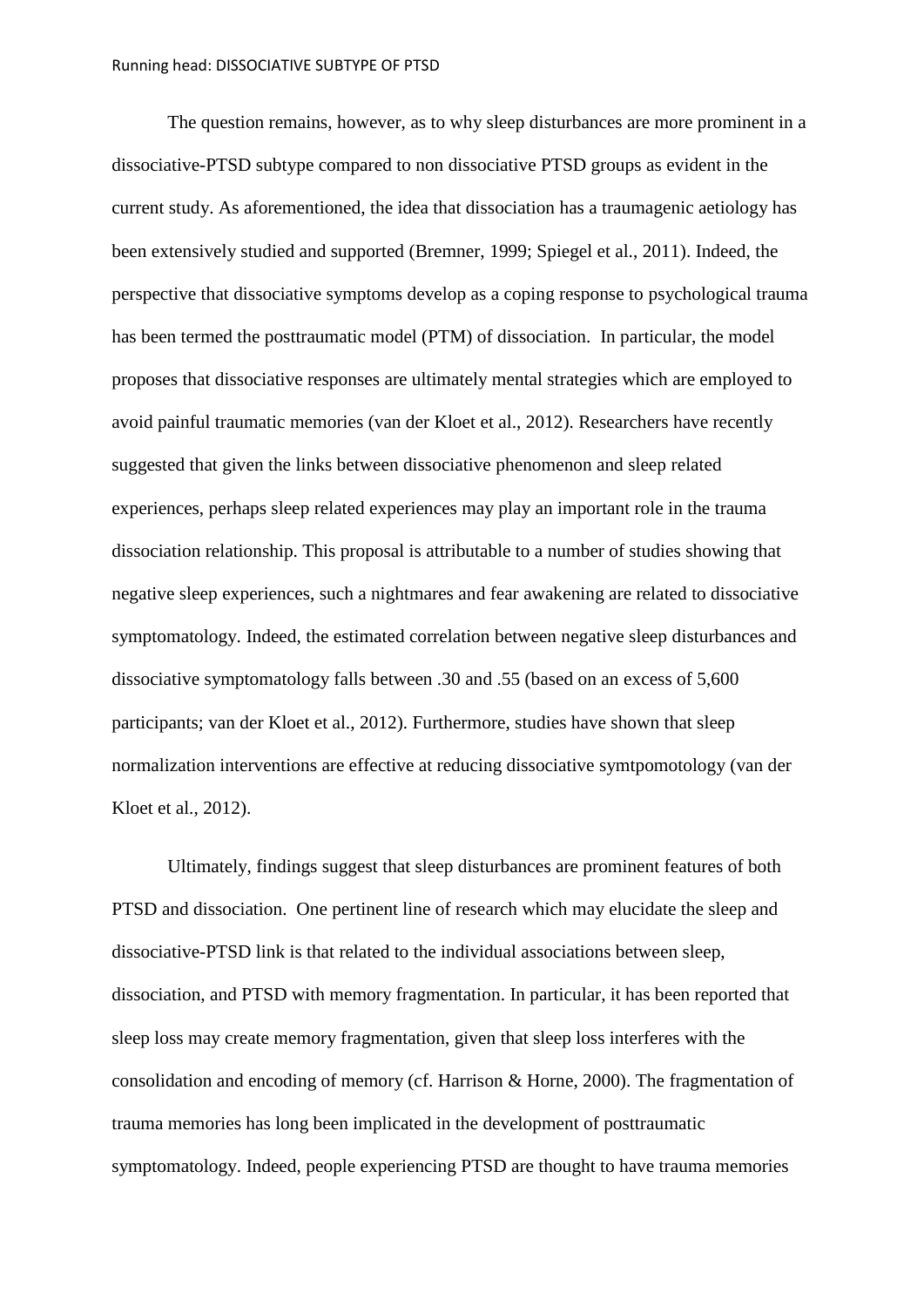The question remains, however, as to why sleep disturbances are more prominent in a dissociative-PTSD subtype compared to non dissociative PTSD groups as evident in the current study. As aforementioned, the idea that dissociation has a traumagenic aetiology has been extensively studied and supported (Bremner, 1999; Spiegel et al., 2011). Indeed, the perspective that dissociative symptoms develop as a coping response to psychological trauma has been termed the posttraumatic model (PTM) of dissociation.  In particular, the model proposes that dissociative responses are ultimately mental strategies which are employed to avoid painful traumatic memories (van der Kloet et al., 2012). Researchers have recently suggested that given the links between dissociative phenomenon and sleep related experiences, perhaps sleep related experiences may play an important role in the trauma dissociation relationship. This proposal is attributable to a number of studies showing that negative sleep experiences, such a nightmares and fear awakening are related to dissociative symptomatology. Indeed, the estimated correlation between negative sleep disturbances and dissociative symptomatology falls between .30 and .55 (based on an excess of 5,600 participants; van der Kloet et al., 2012). Furthermore, studies have shown that sleep normalization interventions are effective at reducing dissociative symtpomotology (van der Kloet et al., 2012).

Ultimately, findings suggest that sleep disturbances are prominent features of both PTSD and dissociation.  One pertinent line of research which may elucidate the sleep and dissociative-PTSD link is that related to the individual associations between sleep, dissociation, and PTSD with memory fragmentation. In particular, it has been reported that sleep loss may create memory fragmentation, given that sleep loss interferes with the consolidation and encoding of memory (cf. Harrison & Horne, 2000). The fragmentation of trauma memories has long been implicated in the development of posttraumatic symptomatology. Indeed, people experiencing PTSD are thought to have trauma memories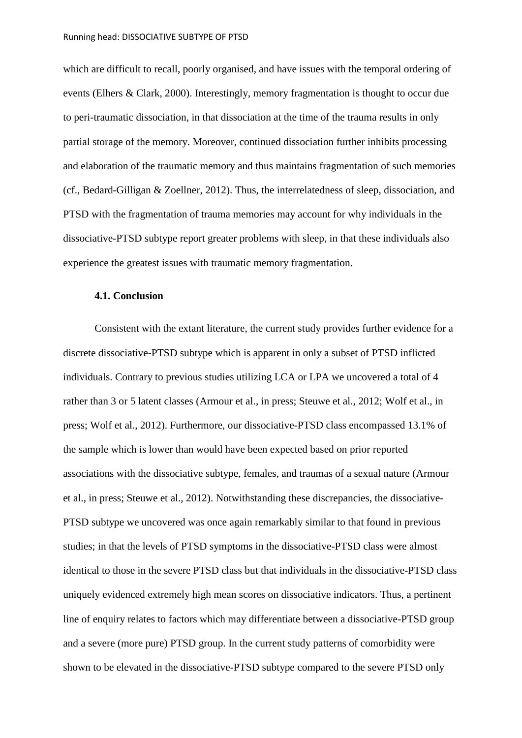which are difficult to recall, poorly organised, and have issues with the temporal ordering of events (Elhers & Clark, 2000). Interestingly, memory fragmentation is thought to occur due to peri-traumatic dissociation, in that dissociation at the time of the trauma results in only partial storage of the memory. Moreover, continued dissociation further inhibits processing and elaboration of the traumatic memory and thus maintains fragmentation of such memories (cf., Bedard-Gilligan & Zoellner, 2012). Thus, the interrelatedness of sleep, dissociation, and PTSD with the fragmentation of trauma memories may account for why individuals in the dissociative-PTSD subtype report greater problems with sleep, in that these individuals also experience the greatest issues with traumatic memory fragmentation.

### 4.1. Conclusion

Consistent with the extant literature, the current study provides further evidence for a discrete dissociative-PTSD subtype which is apparent in only a subset of PTSD inflicted individuals. Contrary to previous studies utilizing LCA or LPA we uncovered a total of 4 rather than 3 or 5 latent classes (Armour et al., in press; Steuwe et al., 2012; Wolf et al., in press; Wolf et al., 2012). Furthermore, our dissociative-PTSD class encompassed 13.1% of the sample which is lower than would have been expected based on prior reported associations with the dissociative subtype, females, and traumas of a sexual nature (Armour et al., in press; Steuwe et al., 2012). Notwithstanding these discrepancies, the dissociative-PTSD subtype we uncovered was once again remarkably similar to that found in previous studies; in that the levels of PTSD symptoms in the dissociative-PTSD class were almost identical to those in the severe PTSD class but that individuals in the dissociative-PTSD class uniquely evidenced extremely high mean scores on dissociative indicators. Thus, a pertinent line of enquiry relates to factors which may differentiate between a dissociative-PTSD group and a severe (more pure) PTSD group. In the current study patterns of comorbidity were shown to be elevated in the dissociative-PTSD subtype compared to the severe PTSD only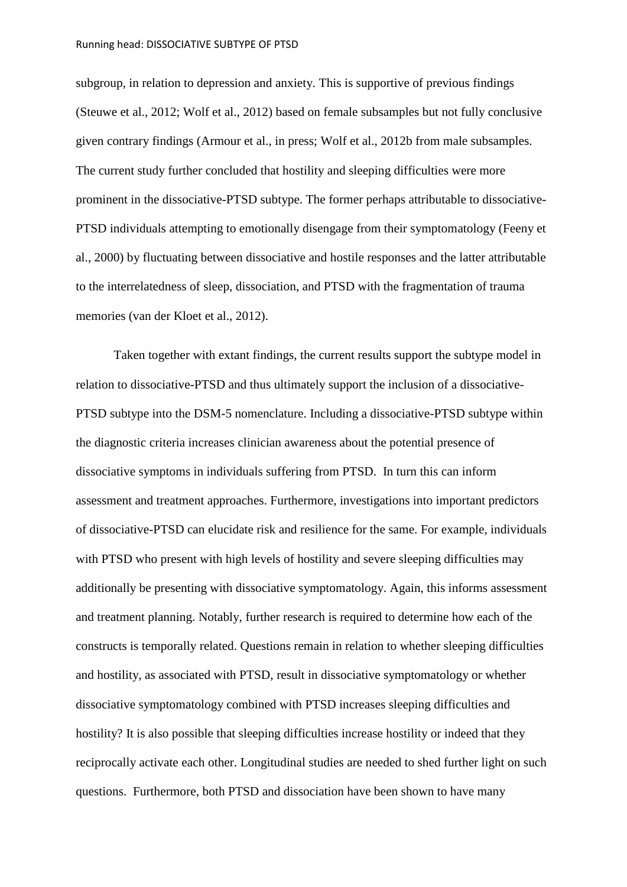subgroup, in relation to depression and anxiety. This is supportive of previous findings (Steuwe et al., 2012; Wolf et al., 2012) based on female subsamples but not fully conclusive given contrary findings (Armour et al., in press; Wolf et al., 2012b from male subsamples. The current study further concluded that hostility and sleeping difficulties were more prominent in the dissociative-PTSD subtype. The former perhaps attributable to dissociative-PTSD individuals attempting to emotionally disengage from their symptomatology (Feeny et al., 2000) by fluctuating between dissociative and hostile responses and the latter attributable to the interrelatedness of sleep, dissociation, and PTSD with the fragmentation of trauma memories (van der Kloet et al., 2012).

Taken together with extant findings, the current results support the subtype model in relation to dissociative-PTSD and thus ultimately support the inclusion of a dissociative-PTSD subtype into the DSM-5 nomenclature. Including a dissociative-PTSD subtype within the diagnostic criteria increases clinician awareness about the potential presence of dissociative symptoms in individuals suffering from PTSD. In turn this can inform assessment and treatment approaches. Furthermore, investigations into important predictors of dissociative-PTSD can elucidate risk and resilience for the same. For example, individuals with PTSD who present with high levels of hostility and severe sleeping difficulties may additionally be presenting with dissociative symptomatology. Again, this informs assessment and treatment planning. Notably, further research is required to determine how each of the constructs is temporally related. Questions remain in relation to whether sleeping difficulties and hostility, as associated with PTSD, result in dissociative symptomatology or whether dissociative symptomatology combined with PTSD increases sleeping difficulties and hostility? It is also possible that sleeping difficulties increase hostility or indeed that they reciprocally activate each other. Longitudinal studies are needed to shed further light on such questions. Furthermore, both PTSD and dissociation have been shown to have many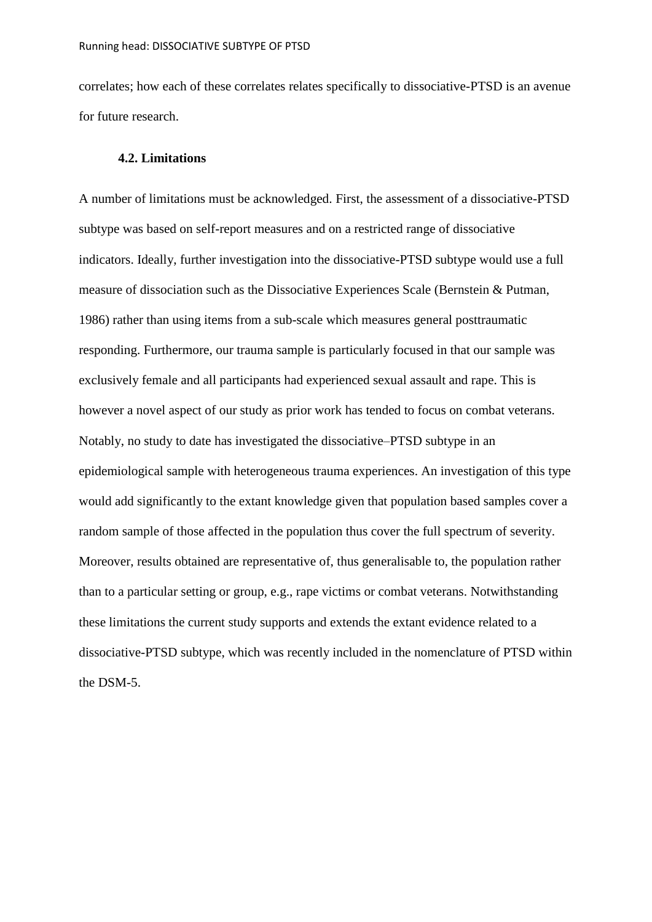correlates; how each of these correlates relates specifically to dissociative-PTSD is an avenue for future research.

### 4.2. Limitations

A number of limitations must be acknowledged. First, the assessment of a dissociative-PTSD subtype was based on self-report measures and on a restricted range of dissociative indicators. Ideally, further investigation into the dissociative-PTSD subtype would use a full measure of dissociation such as the Dissociative Experiences Scale (Bernstein & Putman, 1986) rather than using items from a sub-scale which measures general posttraumatic responding. Furthermore, our trauma sample is particularly focused in that our sample was exclusively female and all participants had experienced sexual assault and rape. This is however a novel aspect of our study as prior work has tended to focus on combat veterans. Notably, no study to date has investigated the dissociative–PTSD subtype in an epidemiological sample with heterogeneous trauma experiences. An investigation of this type would add significantly to the extant knowledge given that population based samples cover a random sample of those affected in the population thus cover the full spectrum of severity. Moreover, results obtained are representative of, thus generalisable to, the population rather than to a particular setting or group, e.g., rape victims or combat veterans. Notwithstanding these limitations the current study supports and extends the extant evidence related to a dissociative-PTSD subtype, which was recently included in the nomenclature of PTSD within the DSM-5.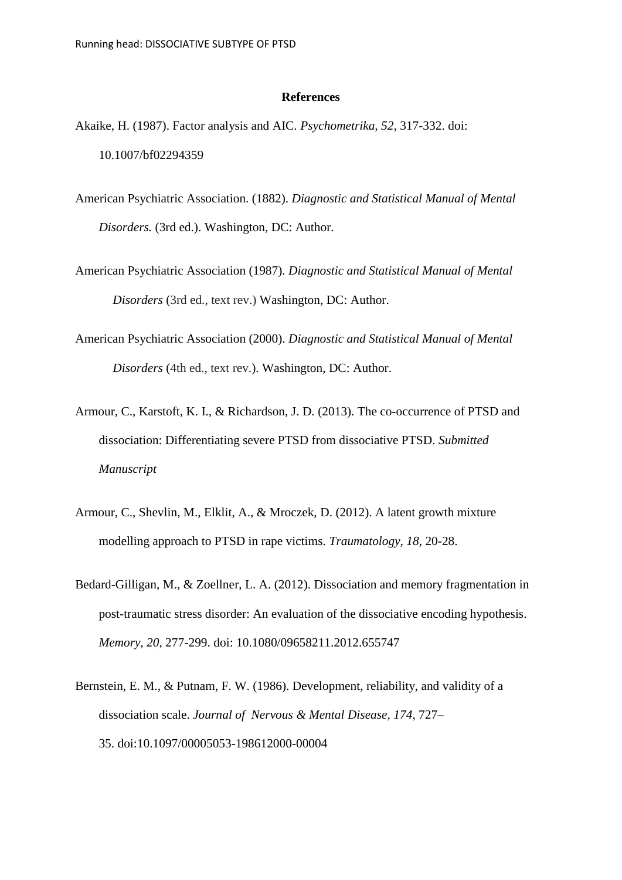**References**

Akaike, H. (1987). Factor analysis and AIC. *Psychometrika*, *52*, 317-332. doi: 10.1007/bf02294359

American Psychiatric Association. (1882). *Diagnostic and Statistical Manual of Mental Disorders.* (3rd ed.). Washington, DC: Author.

American Psychiatric Association (1987). *Diagnostic and Statistical Manual of Mental Disorders* (3rd ed., text rev.) Washington, DC: Author.

American Psychiatric Association (2000). *Diagnostic and Statistical Manual of Mental Disorders* (4th ed., text rev.). Washington, DC: Author.

Armour, C., Karstoft, K. I., & Richardson, J. D. (2013). The co-occurrence of PTSD and dissociation: Differentiating severe PTSD from dissociative PTSD. *Submitted Manuscript*

Armour, C., Shevlin, M., Elklit, A., & Mroczek, D. (2012). A latent growth mixture modelling approach to PTSD in rape victims. *Traumatology*, *18*, 20-28.

Bedard-Gilligan, M., & Zoellner, L. A. (2012). Dissociation and memory fragmentation in post-traumatic stress disorder: An evaluation of the dissociative encoding hypothesis. *Memory, 20*, 277-299. doi: 10.1080/09658211.2012.655747

Bernstein, E. M., & Putnam, F. W. (1986). Development, reliability, and validity of a dissociation scale. *Journal of Nervous & Mental Disease*, *174*, 727–35. doi:10.1097/00005053-198612000-00004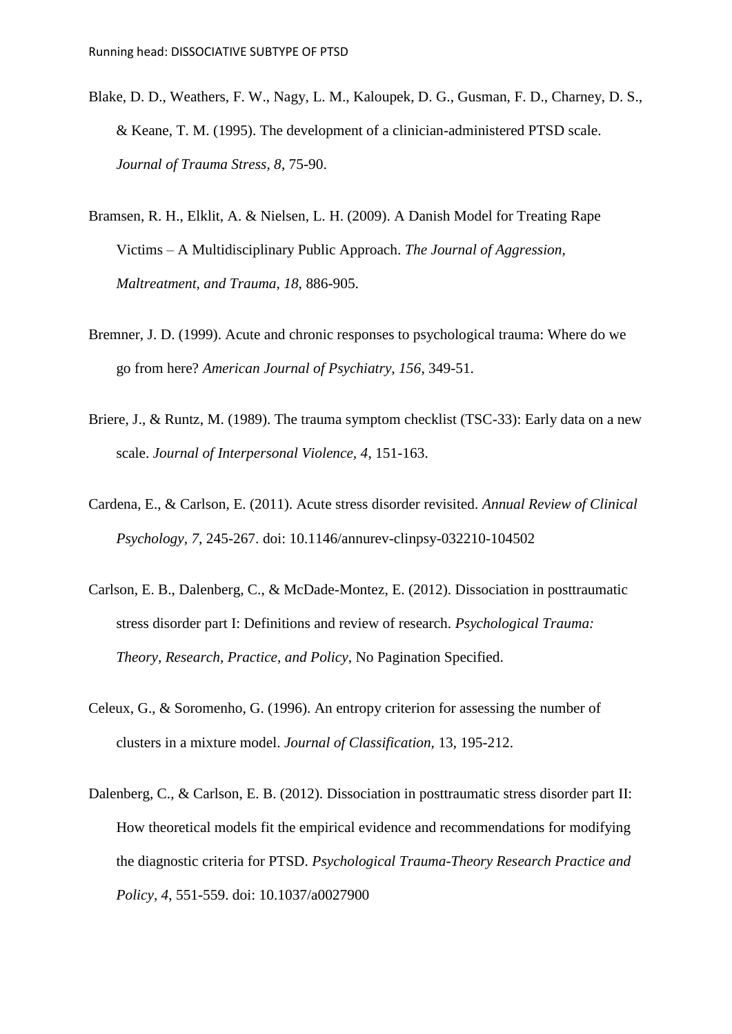Blake, D. D., Weathers, F. W., Nagy, L. M., Kaloupek, D. G., Gusman, F. D., Charney, D. S., & Keane, T. M. (1995). The development of a clinician-administered PTSD scale. *Journal of Trauma Stress*, *8*, 75-90.

Bramsen, R. H., Elklit, A. & Nielsen, L. H. (2009). A Danish Model for Treating Rape Victims – A Multidisciplinary Public Approach. *The Journal of Aggression, Maltreatment, and Trauma, 18,* 886-905.

Bremner, J. D. (1999). Acute and chronic responses to psychological trauma: Where do we go from here? *American Journal of Psychiatry, 156*, 349-51.

Briere, J., & Runtz, M. (1989). The trauma symptom checklist (TSC-33): Early data on a new scale. *Journal of Interpersonal Violence, 4*, 151-163.

Cardena, E., & Carlson, E. (2011). Acute stress disorder revisited. *Annual Review of Clinical Psychology, 7*, 245-267. doi: 10.1146/annurev-clinpsy-032210-104502

Carlson, E. B., Dalenberg, C., & McDade-Montez, E. (2012). Dissociation in posttraumatic stress disorder part I: Definitions and review of research. *Psychological Trauma: Theory, Research, Practice, and Policy*, No Pagination Specified.

Celeux, G., & Soromenho, G. (1996). An entropy criterion for assessing the number of clusters in a mixture model. *Journal of Classification,* 13, 195-212.

Dalenberg, C., & Carlson, E. B. (2012). Dissociation in posttraumatic stress disorder part II: How theoretical models fit the empirical evidence and recommendations for modifying the diagnostic criteria for PTSD. *Psychological Trauma-Theory Research Practice and Policy, 4*, 551-559. doi: 10.1037/a0027900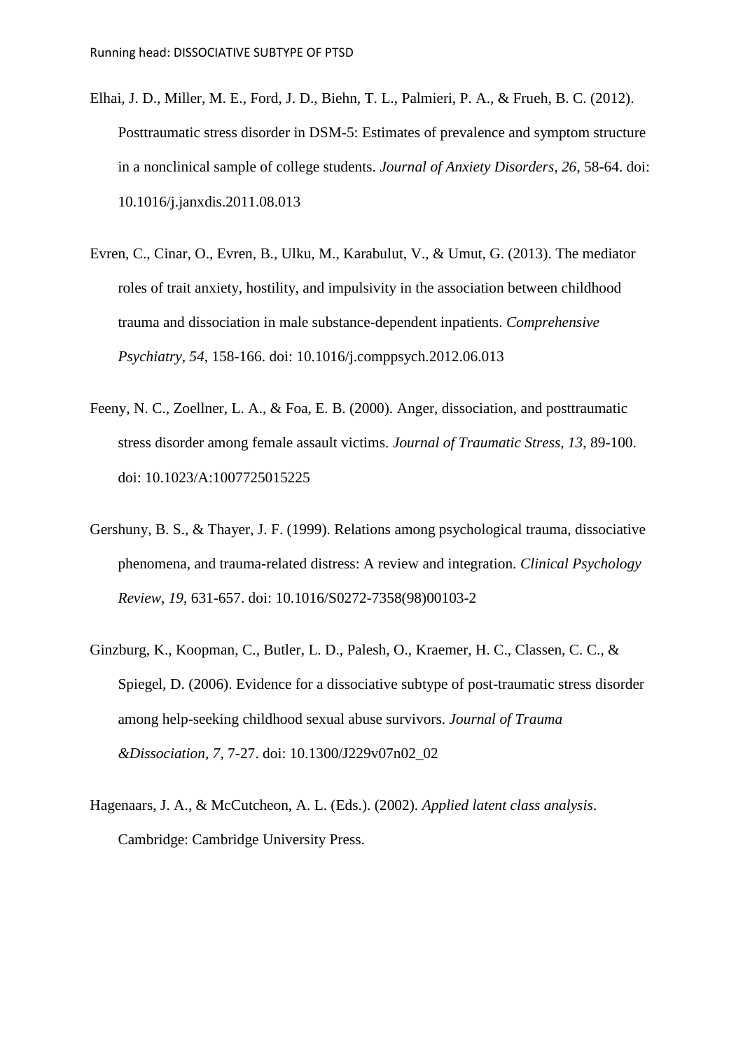Elhai, J. D., Miller, M. E., Ford, J. D., Biehn, T. L., Palmieri, P. A., & Frueh, B. C. (2012). Posttraumatic stress disorder in DSM-5: Estimates of prevalence and symptom structure in a nonclinical sample of college students. *Journal of Anxiety Disorders, 26*, 58-64. doi: 10.1016/j.janxdis.2011.08.013

Evren, C., Cinar, O., Evren, B., Ulku, M., Karabulut, V., & Umut, G. (2013). The mediator roles of trait anxiety, hostility, and impulsivity in the association between childhood trauma and dissociation in male substance-dependent inpatients. *Comprehensive Psychiatry, 54*, 158-166. doi: 10.1016/j.comppsych.2012.06.013

Feeny, N. C., Zoellner, L. A., & Foa, E. B. (2000). Anger, dissociation, and posttraumatic stress disorder among female assault victims. *Journal of Traumatic Stress, 13*, 89-100. doi: 10.1023/A:1007725015225

Gershuny, B. S., & Thayer, J. F. (1999). Relations among psychological trauma, dissociative phenomena, and trauma-related distress: A review and integration. *Clinical Psychology Review, 19*, 631-657. doi: 10.1016/S0272-7358(98)00103-2

Ginzburg, K., Koopman, C., Butler, L. D., Palesh, O., Kraemer, H. C., Classen, C. C., & Spiegel, D. (2006). Evidence for a dissociative subtype of post-traumatic stress disorder among help-seeking childhood sexual abuse survivors. *Journal of Trauma &Dissociation, 7*, 7-27. doi: 10.1300/J229v07n02_02

Hagenaars, J. A., & McCutcheon, A. L. (Eds.). (2002). *Applied latent class analysis*. Cambridge: Cambridge University Press.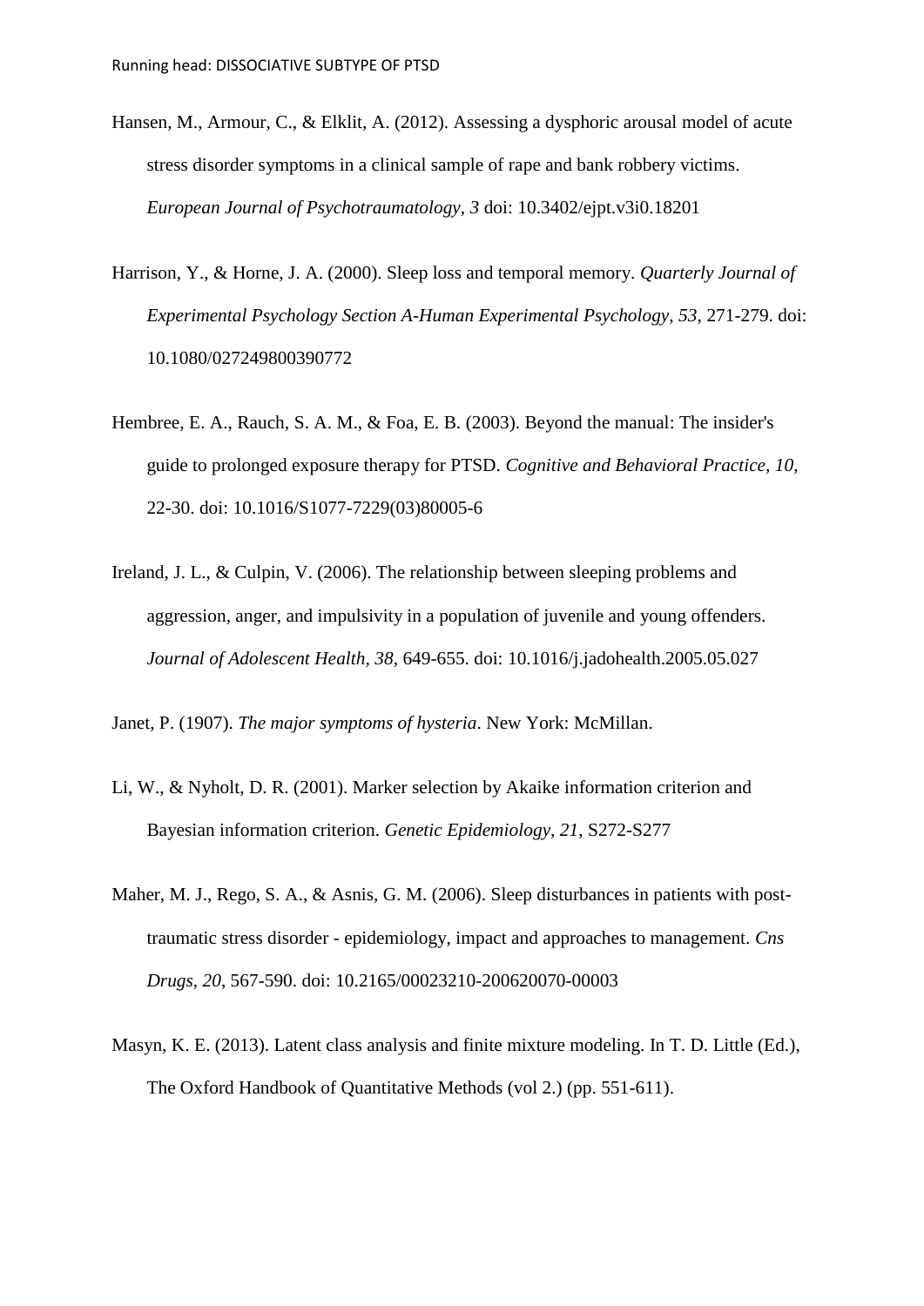Hansen, M., Armour, C., & Elklit, A. (2012). Assessing a dysphoric arousal model of acute stress disorder symptoms in a clinical sample of rape and bank robbery victims. *European Journal of Psychotraumatology, 3* doi: 10.3402/ejpt.v3i0.18201

Harrison, Y., & Horne, J. A. (2000). Sleep loss and temporal memory. *Quarterly Journal of Experimental Psychology Section A-Human Experimental Psychology, 53*, 271-279. doi: 10.1080/027249800390772

Hembree, E. A., Rauch, S. A. M., & Foa, E. B. (2003). Beyond the manual: The insider's guide to prolonged exposure therapy for PTSD. *Cognitive and Behavioral Practice, 10*, 22-30. doi: 10.1016/S1077-7229(03)80005-6

Ireland, J. L., & Culpin, V. (2006). The relationship between sleeping problems and aggression, anger, and impulsivity in a population of juvenile and young offenders. *Journal of Adolescent Health, 38*, 649-655. doi: 10.1016/j.jadohealth.2005.05.027

Janet, P. (1907). *The major symptoms of hysteria*. New York: McMillan.

Li, W., & Nyholt, D. R. (2001). Marker selection by Akaike information criterion and Bayesian information criterion. *Genetic Epidemiology, 21*, S272-S277

Maher, M. J., Rego, S. A., & Asnis, G. M. (2006). Sleep disturbances in patients with post-traumatic stress disorder - epidemiology, impact and approaches to management. *Cns Drugs, 20*, 567-590. doi: 10.2165/00023210-200620070-00003

Masyn, K. E. (2013). Latent class analysis and finite mixture modeling. In T. D. Little (Ed.), The Oxford Handbook of Quantitative Methods (vol 2.) (pp. 551-611).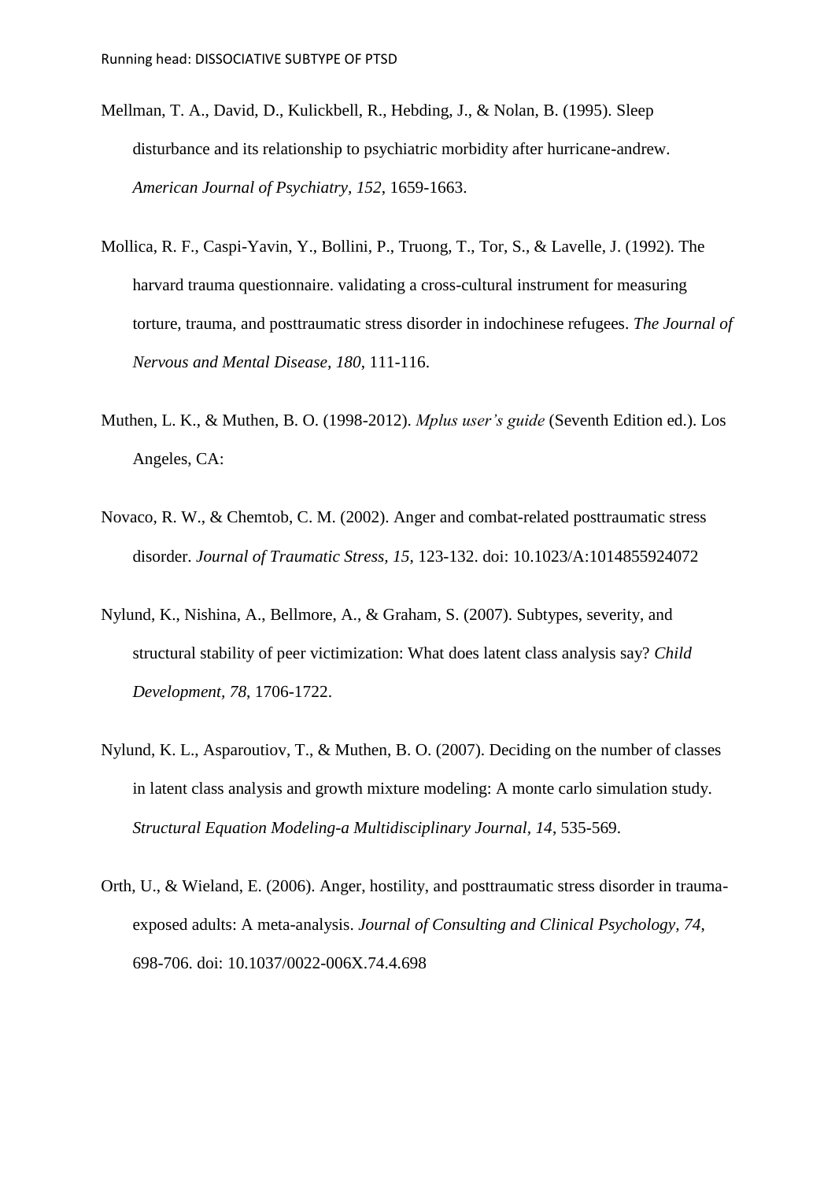Mellman, T. A., David, D., Kulickbell, R., Hebding, J., & Nolan, B. (1995). Sleep disturbance and its relationship to psychiatric morbidity after hurricane-andrew. *American Journal of Psychiatry, 152*, 1659-1663.

Mollica, R. F., Caspi-Yavin, Y., Bollini, P., Truong, T., Tor, S., & Lavelle, J. (1992). The harvard trauma questionnaire. validating a cross-cultural instrument for measuring torture, trauma, and posttraumatic stress disorder in indochinese refugees. *The Journal of Nervous and Mental Disease, 180*, 111-116.

Muthen, L. K., & Muthen, B. O. (1998-2012). *Mplus user's guide* (Seventh Edition ed.). Los Angeles, CA:

Novaco, R. W., & Chemtob, C. M. (2002). Anger and combat-related posttraumatic stress disorder. *Journal of Traumatic Stress, 15*, 123-132. doi: 10.1023/A:1014855924072

Nylund, K., Nishina, A., Bellmore, A., & Graham, S. (2007). Subtypes, severity, and structural stability of peer victimization: What does latent class analysis say? *Child Development, 78*, 1706-1722.

Nylund, K. L., Asparoutiov, T., & Muthen, B. O. (2007). Deciding on the number of classes in latent class analysis and growth mixture modeling: A monte carlo simulation study. *Structural Equation Modeling-a Multidisciplinary Journal, 14*, 535-569.

Orth, U., & Wieland, E. (2006). Anger, hostility, and posttraumatic stress disorder in trauma-exposed adults: A meta-analysis. *Journal of Consulting and Clinical Psychology, 74*, 698-706. doi: 10.1037/0022-006X.74.4.698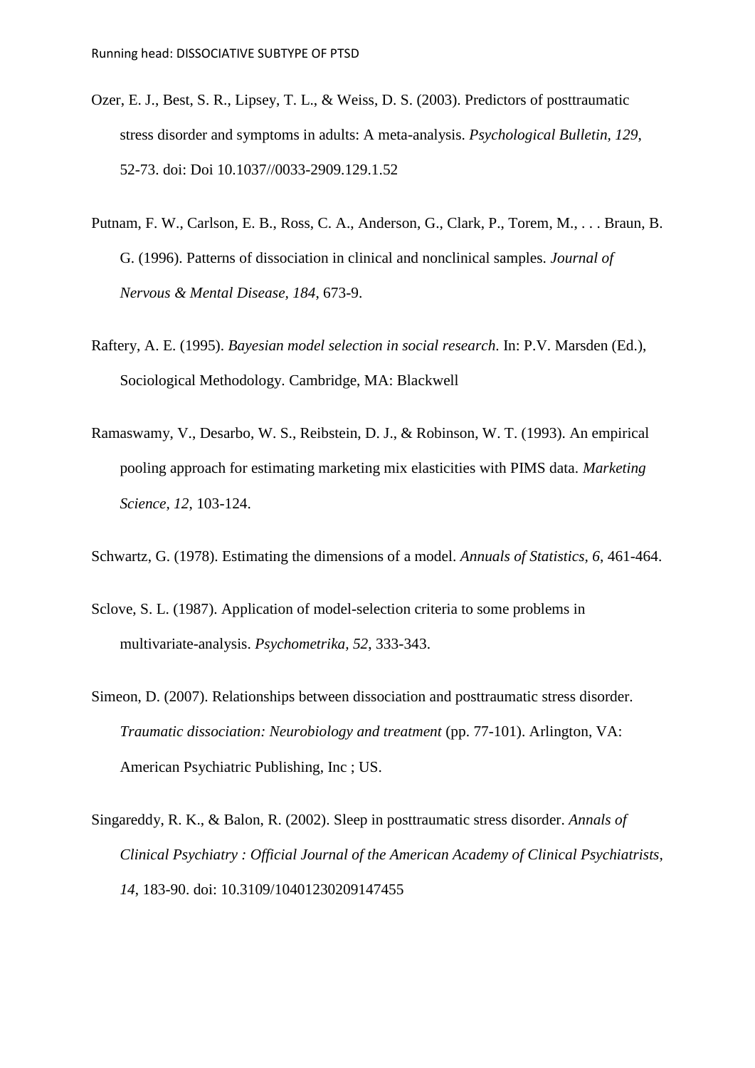Ozer, E. J., Best, S. R., Lipsey, T. L., & Weiss, D. S. (2003). Predictors of posttraumatic stress disorder and symptoms in adults: A meta-analysis. *Psychological Bulletin, 129*, 52-73. doi: Doi 10.1037//0033-2909.129.1.52

Putnam, F. W., Carlson, E. B., Ross, C. A., Anderson, G., Clark, P., Torem, M., . . . Braun, B. G. (1996). Patterns of dissociation in clinical and nonclinical samples. *Journal of Nervous & Mental Disease, 184*, 673-9.

Raftery, A. E. (1995). *Bayesian model selection in social research*. In: P.V. Marsden (Ed.), Sociological Methodology. Cambridge, MA: Blackwell

Ramaswamy, V., Desarbo, W. S., Reibstein, D. J., & Robinson, W. T. (1993). An empirical pooling approach for estimating marketing mix elasticities with PIMS data. *Marketing Science, 12*, 103-124.

Schwartz, G. (1978). Estimating the dimensions of a model. *Annuals of Statistics, 6*, 461-464.

Sclove, S. L. (1987). Application of model-selection criteria to some problems in multivariate-analysis. *Psychometrika, 52*, 333-343.

Simeon, D. (2007). Relationships between dissociation and posttraumatic stress disorder. *Traumatic dissociation: Neurobiology and treatment* (pp. 77-101). Arlington, VA: American Psychiatric Publishing, Inc ; US.

Singareddy, R. K., & Balon, R. (2002). Sleep in posttraumatic stress disorder. *Annals of Clinical Psychiatry : Official Journal of the American Academy of Clinical Psychiatrists, 14*, 183-90. doi: 10.3109/10401230209147455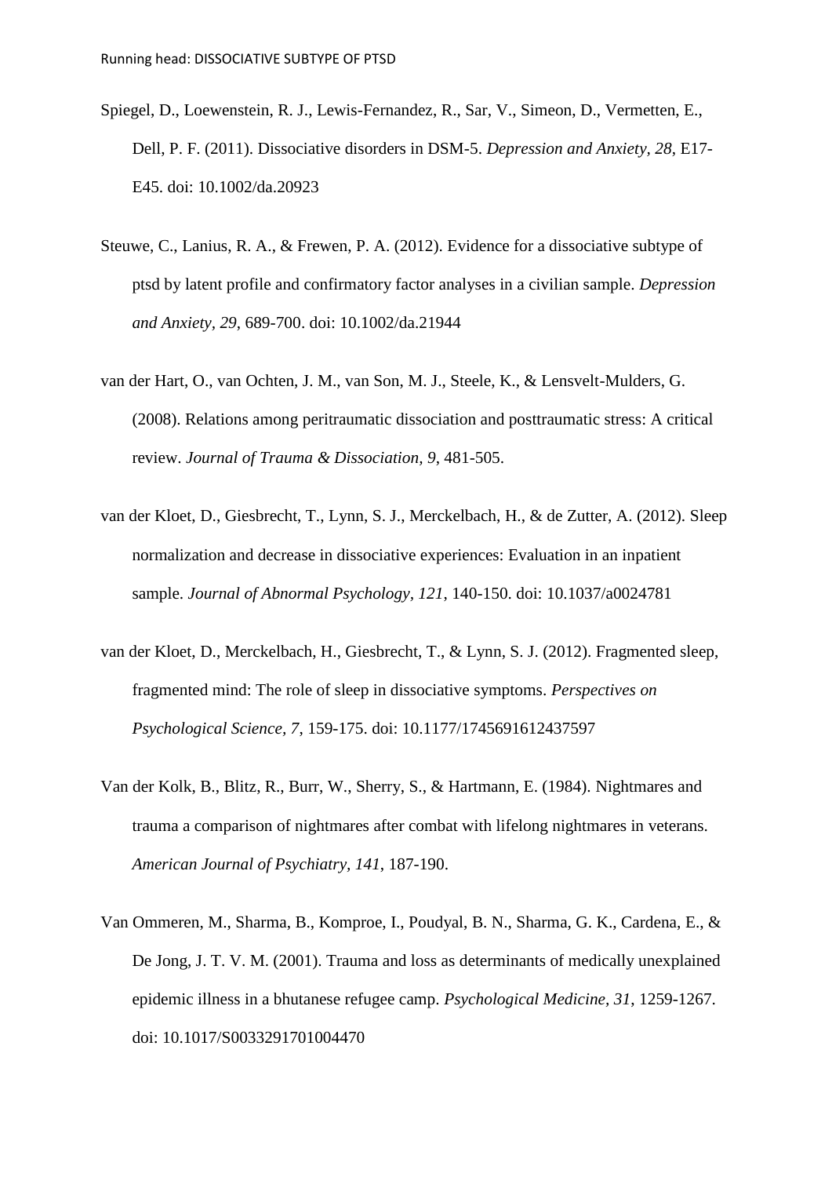Spiegel, D., Loewenstein, R. J., Lewis-Fernandez, R., Sar, V., Simeon, D., Vermetten, E., Dell, P. F. (2011). Dissociative disorders in DSM-5. *Depression and Anxiety, 28*, E17-E45. doi: 10.1002/da.20923

Steuwe, C., Lanius, R. A., & Frewen, P. A. (2012). Evidence for a dissociative subtype of ptsd by latent profile and confirmatory factor analyses in a civilian sample. *Depression and Anxiety, 29*, 689-700. doi: 10.1002/da.21944

van der Hart, O., van Ochten, J. M., van Son, M. J., Steele, K., & Lensvelt-Mulders, G. (2008). Relations among peritraumatic dissociation and posttraumatic stress: A critical review. *Journal of Trauma & Dissociation, 9*, 481-505.

van der Kloet, D., Giesbrecht, T., Lynn, S. J., Merckelbach, H., & de Zutter, A. (2012). Sleep normalization and decrease in dissociative experiences: Evaluation in an inpatient sample. *Journal of Abnormal Psychology, 121*, 140-150. doi: 10.1037/a0024781

van der Kloet, D., Merckelbach, H., Giesbrecht, T., & Lynn, S. J. (2012). Fragmented sleep, fragmented mind: The role of sleep in dissociative symptoms. *Perspectives on Psychological Science, 7*, 159-175. doi: 10.1177/1745691612437597

Van der Kolk, B., Blitz, R., Burr, W., Sherry, S., & Hartmann, E. (1984). Nightmares and trauma a comparison of nightmares after combat with lifelong nightmares in veterans. *American Journal of Psychiatry, 141*, 187-190.

Van Ommeren, M., Sharma, B., Komproe, I., Poudyal, B. N., Sharma, G. K., Cardena, E., & De Jong, J. T. V. M. (2001). Trauma and loss as determinants of medically unexplained epidemic illness in a bhutanese refugee camp. *Psychological Medicine, 31*, 1259-1267. doi: 10.1017/S0033291701004470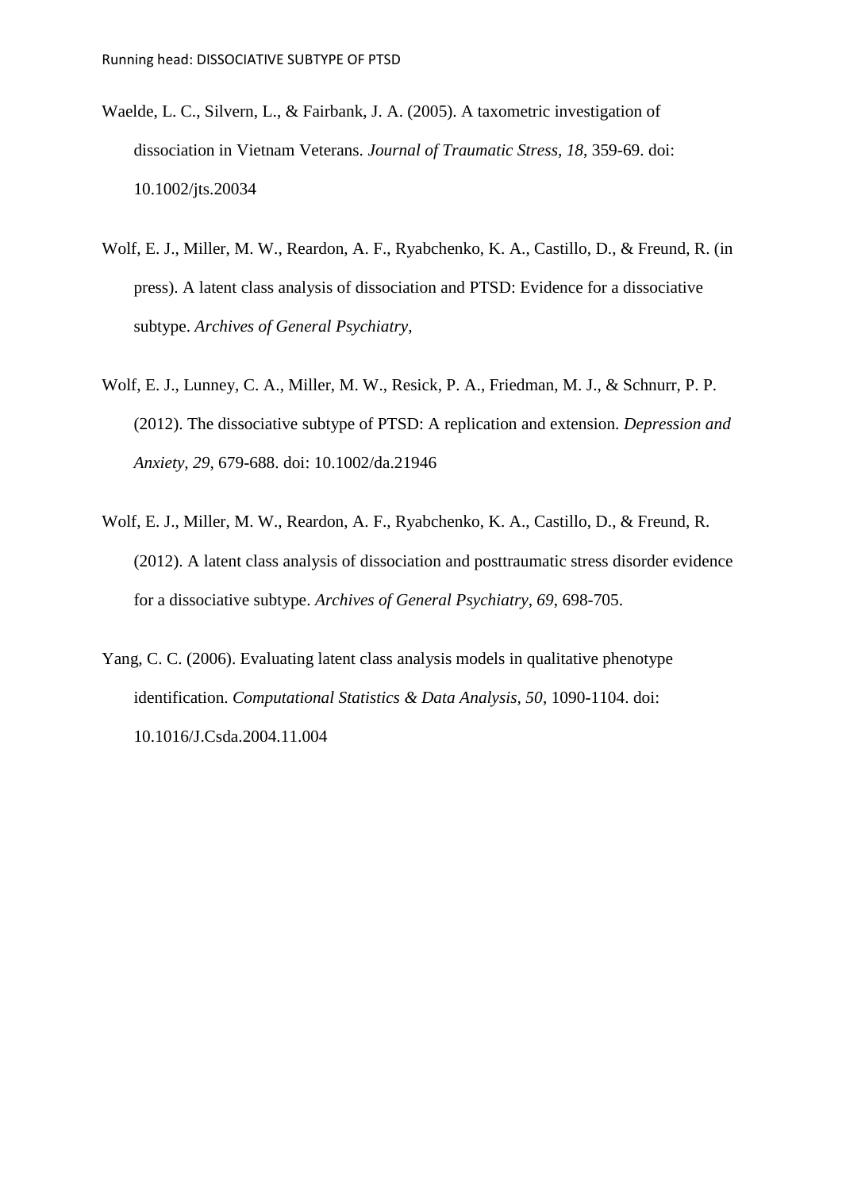Waelde, L. C., Silvern, L., & Fairbank, J. A. (2005). A taxometric investigation of dissociation in Vietnam Veterans. *Journal of Traumatic Stress, 18,* 359-69. doi: 10.1002/jts.20034

Wolf, E. J., Miller, M. W., Reardon, A. F., Ryabchenko, K. A., Castillo, D., & Freund, R. (in press). A latent class analysis of dissociation and PTSD: Evidence for a dissociative subtype. *Archives of General Psychiatry,*

Wolf, E. J., Lunney, C. A., Miller, M. W., Resick, P. A., Friedman, M. J., & Schnurr, P. P. (2012). The dissociative subtype of PTSD: A replication and extension. *Depression and Anxiety, 29,* 679-688. doi: 10.1002/da.21946

Wolf, E. J., Miller, M. W., Reardon, A. F., Ryabchenko, K. A., Castillo, D., & Freund, R. (2012). A latent class analysis of dissociation and posttraumatic stress disorder evidence for a dissociative subtype. *Archives of General Psychiatry, 69,* 698-705.

Yang, C. C. (2006). Evaluating latent class analysis models in qualitative phenotype identification. *Computational Statistics & Data Analysis, 50,* 1090-1104. doi: 10.1016/J.Csda.2004.11.004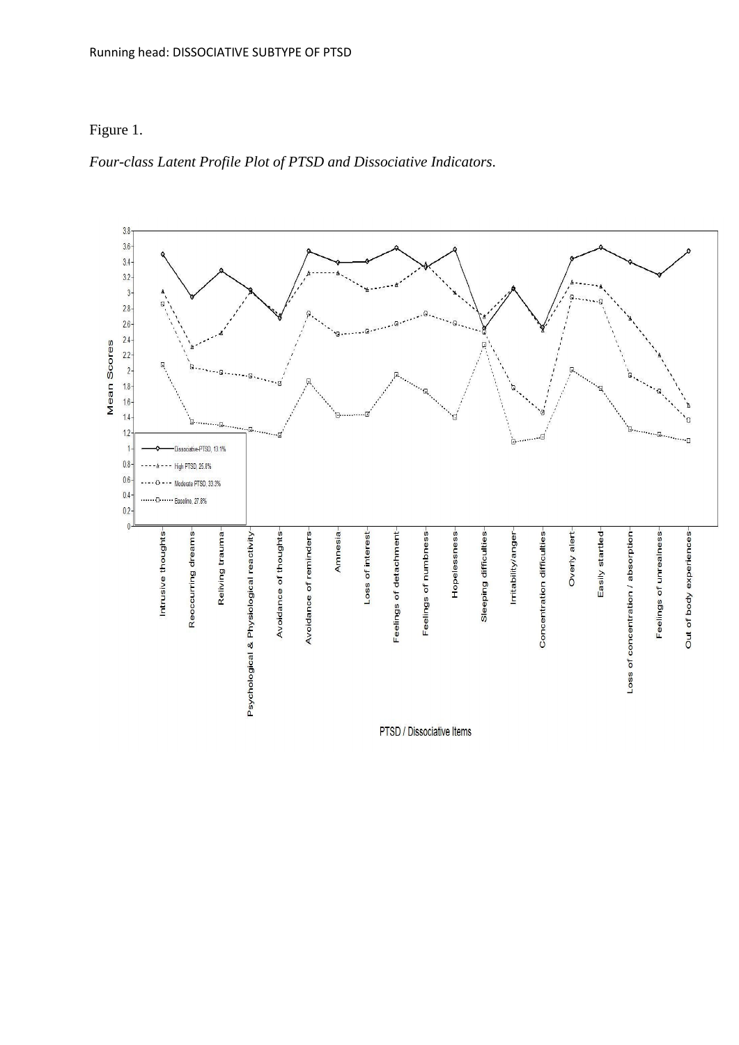Figure 1.

*Four-class Latent Profile Plot of PTSD and Dissociative Indicators.*

Mean Scores

3.8
3.6
3.4
3.2
3
2.8
2.6
2.4
2.2
2
1.8
1.6
1.4
1.2
1
0.8
0.6
0.4
0.2
0

Dissociative-PTSD, 13.1%
High PTSD, 25.8%
Moderate PTSD, 33.3%
Baseline, 27.8%

Intrusive thoughts
Reoccurring dreams
Reliving trauma
Psychological & Physiological reactivity
Avoidance of thoughts
Avoidance of reminders
Amnesia
Loss of interest
Feelings of detachment
Feelings of numbness
Hopelessness
Sleeping difficulties
Irritability/anger
Concentration difficulties
Overly alert
Easily startled
Loss of concentration / absorption
Feelings of unrealness
Out of body experiences

PTSD / Dissociative Items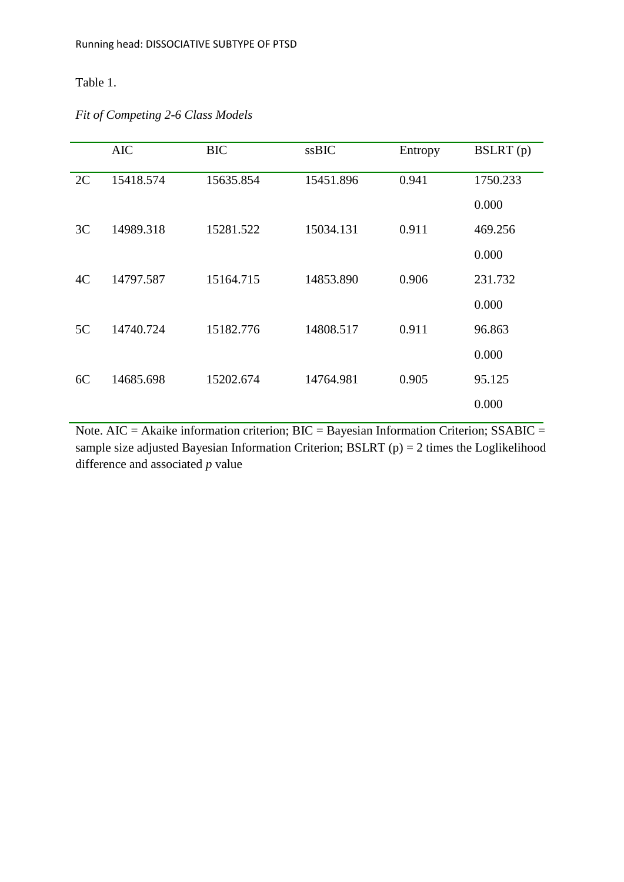Table 1.

*Fit of Competing 2-6 Class Models*

| | AIC | BIC | ssBIC | Entropy | BSLRT (p) |
|---|---|---|---|---|---|
| 2C | 15418.574 | 15635.854 | 15451.896 | 0.941 | 1750.233 |
| | | | | | 0.000 |
| 3C | 14989.318 | 15281.522 | 15034.131 | 0.911 | 469.256 |
| | | | | | 0.000 |
| 4C | 14797.587 | 15164.715 | 14853.890 | 0.906 | 231.732 |
| | | | | | 0.000 |
| 5C | 14740.724 | 15182.776 | 14808.517 | 0.911 | 96.863 |
| | | | | | 0.000 |
| 6C | 14685.698 | 15202.674 | 14764.981 | 0.905 | 95.125 |
| | | | | | 0.000 |

Note. AIC = Akaike information criterion; BIC = Bayesian Information Criterion; SSABIC = sample size adjusted Bayesian Information Criterion; BSLRT (p) = 2 times the Loglikelihood difference and associated *p* value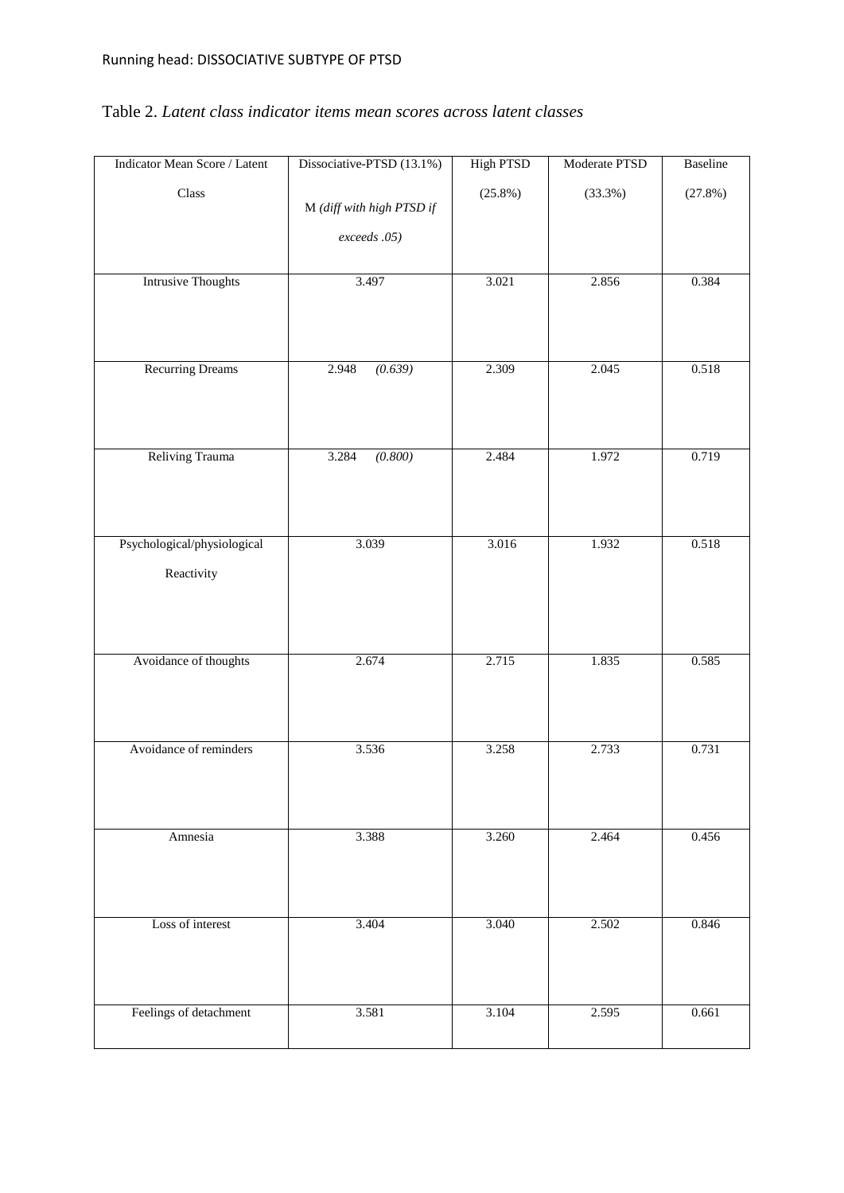Table 2. *Latent class indicator items mean scores across latent classes*

| Indicator Mean Score / Latent Class | Dissociative-PTSD (13.1%) M *(diff with high PTSD if exceeds .05)* | High PTSD (25.8%) | Moderate PTSD (33.3%) | Baseline (27.8%) |
|---|---|---|---|---|
| Intrusive Thoughts | 3.497 | 3.021 | 2.856 | 0.384 |
| Recurring Dreams | 2.948 *(0.639)* | 2.309 | 2.045 | 0.518 |
| Reliving Trauma | 3.284 *(0.800)* | 2.484 | 1.972 | 0.719 |
| Psychological/physiological Reactivity | 3.039 | 3.016 | 1.932 | 0.518 |
| Avoidance of thoughts | 2.674 | 2.715 | 1.835 | 0.585 |
| Avoidance of reminders | 3.536 | 3.258 | 2.733 | 0.731 |
| Amnesia | 3.388 | 3.260 | 2.464 | 0.456 |
| Loss of interest | 3.404 | 3.040 | 2.502 | 0.846 |
| Feelings of detachment | 3.581 | 3.104 | 2.595 | 0.661 |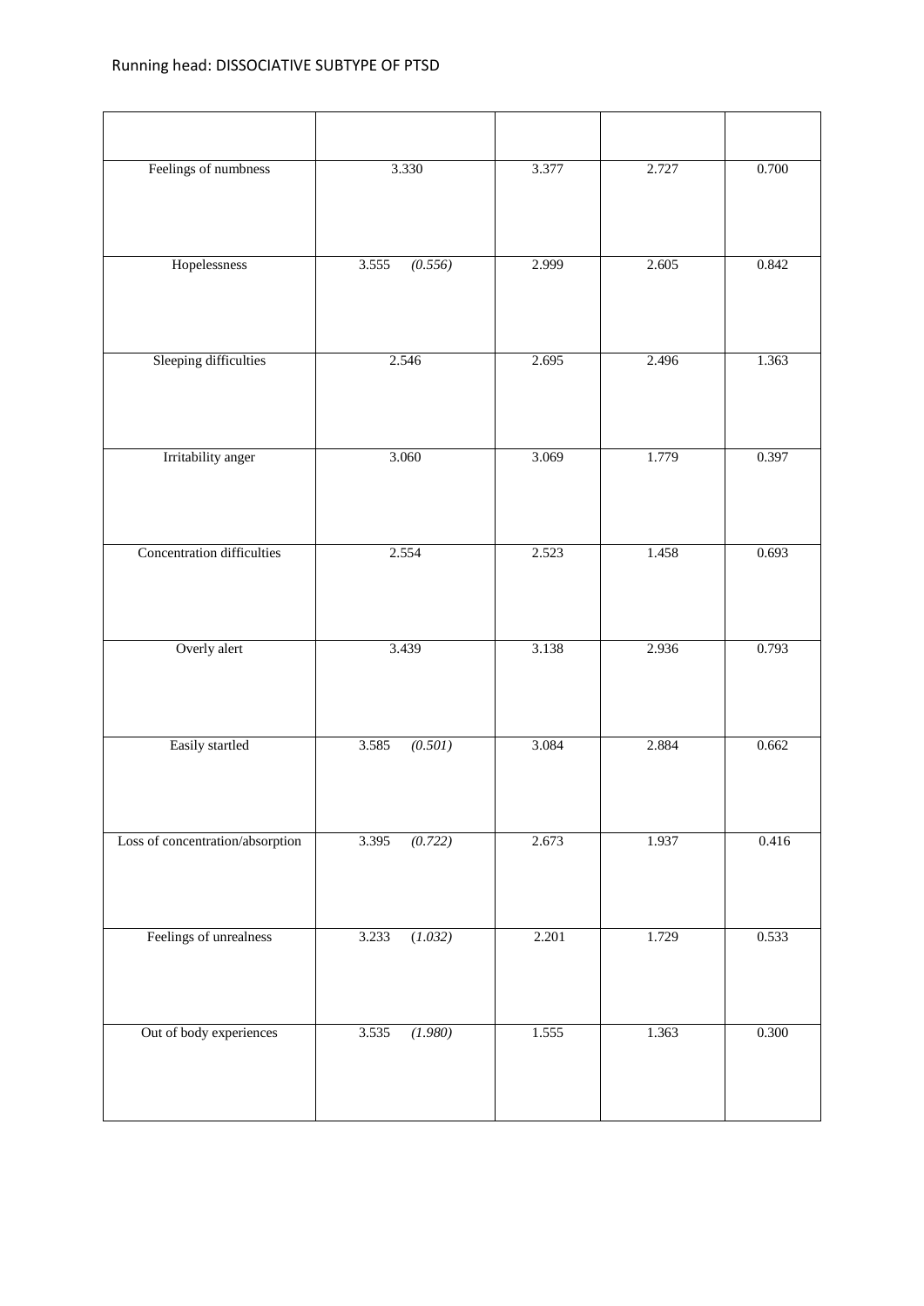| | | | | |
|---|---|---|---|---|
| Feelings of numbness | 3.330 | 3.377 | 2.727 | 0.700 |
| Hopelessness | 3.555 *(0.556)* | 2.999 | 2.605 | 0.842 |
| Sleeping difficulties | 2.546 | 2.695 | 2.496 | 1.363 |
| Irritability anger | 3.060 | 3.069 | 1.779 | 0.397 |
| Concentration difficulties | 2.554 | 2.523 | 1.458 | 0.693 |
| Overly alert | 3.439 | 3.138 | 2.936 | 0.793 |
| Easily startled | 3.585 *(0.501)* | 3.084 | 2.884 | 0.662 |
| Loss of concentration/absorption | 3.395 *(0.722)* | 2.673 | 1.937 | 0.416 |
| Feelings of unrealness | 3.233 *(1.032)* | 2.201 | 1.729 | 0.533 |
| Out of body experiences | 3.535 *(1.980)* | 1.555 | 1.363 | 0.300 |